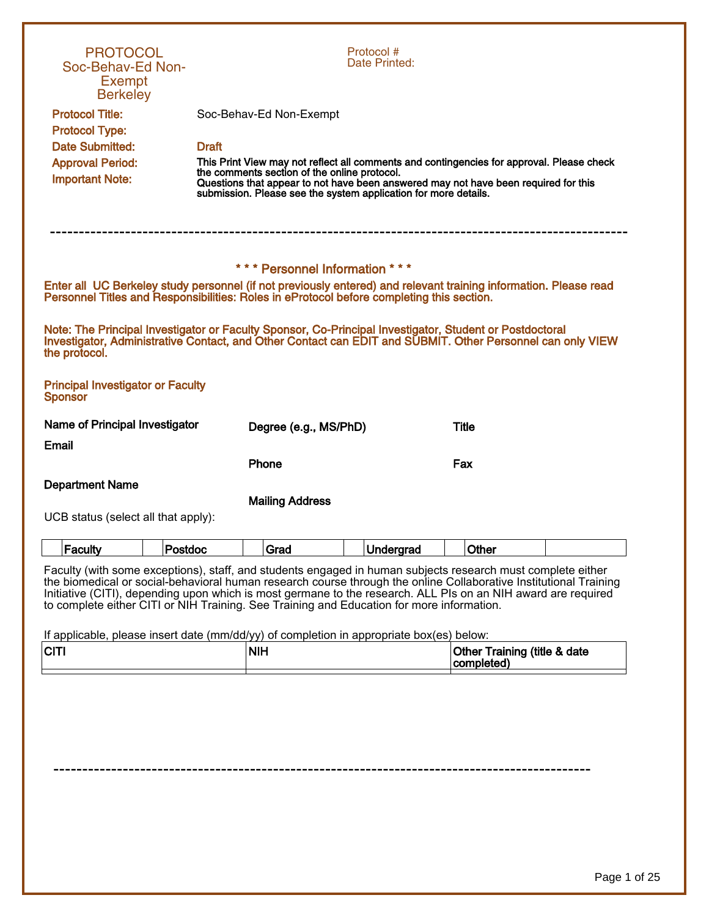# PROTOCOL
## Soc-Behav-Ed Non-Exempt
## Berkeley

Protocol #
Date Printed:

**Protocol Title:** Soc-Behav-Ed Non-Exempt

**Protocol Type:**

**Date Submitted:** Draft

**Approval Period:**

**Important Note:** This Print View may not reflect all comments and contingencies for approval. Please check the comments section of the online protocol.
Questions that appear to not have been answered may not have been required for this submission. Please see the system application for more details.

---

## * * * Personnel Information * * *

**Enter all UC Berkeley study personnel (if not previously entered) and relevant training information. Please read Personnel Titles and Responsibilities: Roles in eProtocol before completing this section.**

**Note: The Principal Investigator or Faculty Sponsor, Co-Principal Investigator, Student or Postdoctoral Investigator, Administrative Contact, and Other Contact can EDIT and SUBMIT. Other Personnel can only VIEW the protocol.**

**Principal Investigator or Faculty Sponsor**

**Name of Principal Investigator**

**Degree (e.g., MS/PhD)**

**Title**

**Email**

**Phone**

**Fax**

**Department Name**

**Mailing Address**

UCB status (select all that apply):

| | Faculty | | Postdoc | | Grad | | Undergrad | | Other | |
|---|---|---|---|---|---|---|---|---|---|---|

Faculty (with some exceptions), staff, and students engaged in human subjects research must complete either the biomedical or social-behavioral human research course through the online Collaborative Institutional Training Initiative (CITI), depending upon which is most germane to the research. ALL PIs on an NIH award are required to complete either CITI or NIH Training. See Training and Education for more information.

If applicable, please insert date (mm/dd/yy) of completion in appropriate box(es) below:

| CITI | NIH | Other Training (title & date completed) |
|---|---|---|
| | | |

---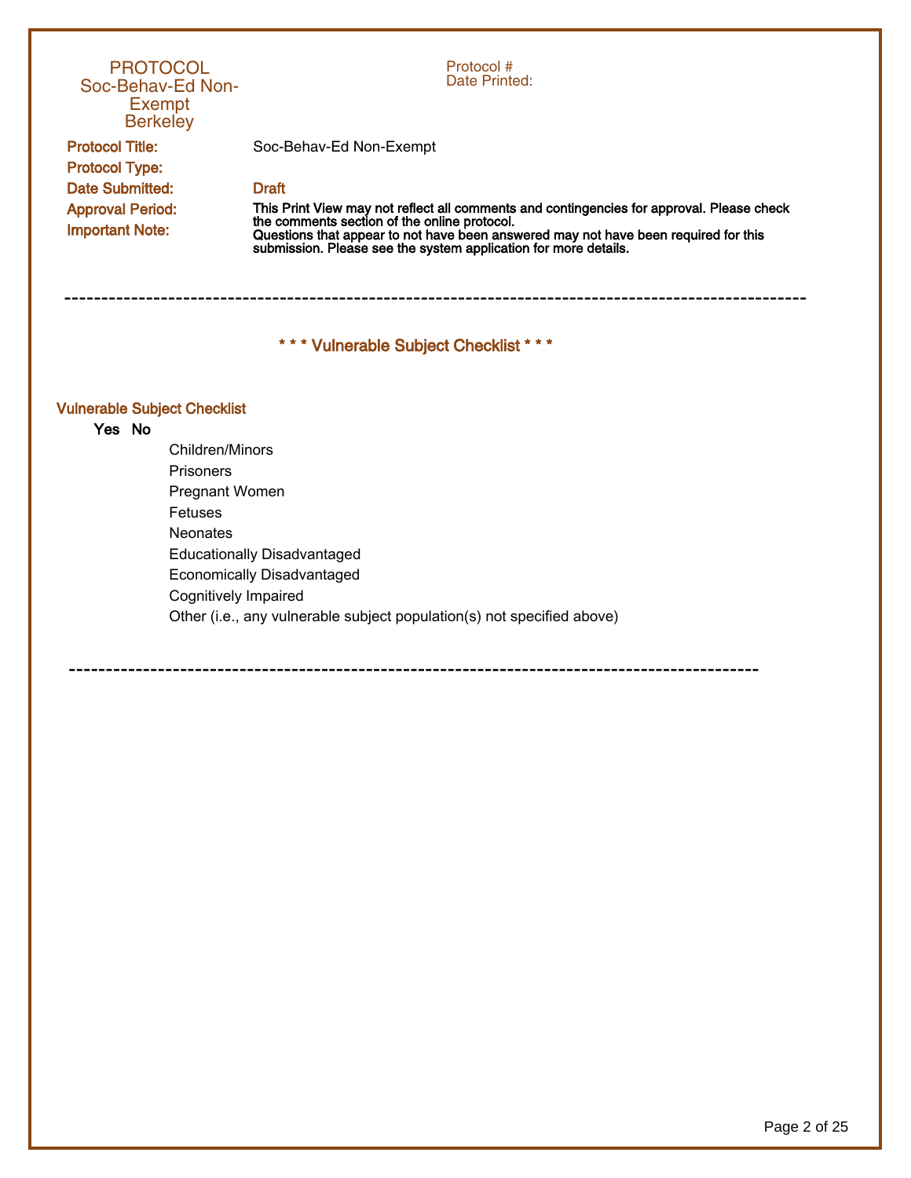PROTOCOL
Soc-Behav-Ed Non-Exempt
Berkeley

Protocol #
Date Printed:

**Protocol Title:** Soc-Behav-Ed Non-Exempt

**Protocol Type:**

**Date Submitted:** Draft

**Approval Period:**

**Important Note:** **This Print View may not reflect all comments and contingencies for approval. Please check the comments section of the online protocol. Questions that appear to not have been answered may not have been required for this submission. Please see the system application for more details.**

---

## * * * Vulnerable Subject Checklist * * *

### Vulnerable Subject Checklist

| Yes | No | |
|---|---|---|
| | | Children/Minors |
| | | Prisoners |
| | | Pregnant Women |
| | | Fetuses |
| | | Neonates |
| | | Educationally Disadvantaged |
| | | Economically Disadvantaged |
| | | Cognitively Impaired |
| | | Other (i.e., any vulnerable subject population(s) not specified above) |

---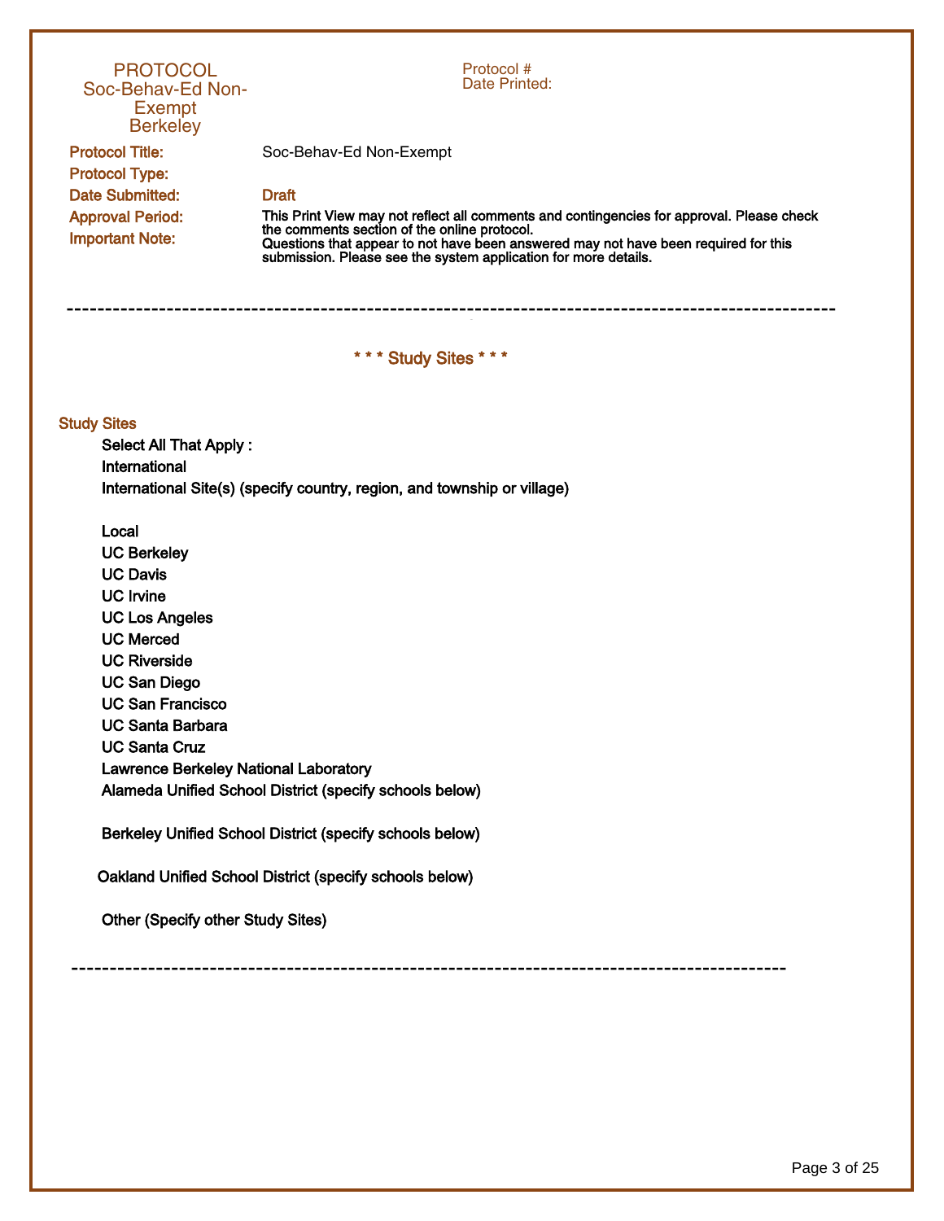# PROTOCOL
## Soc-Behav-Ed Non-Exempt
## Berkeley

Protocol #
Date Printed:

**Protocol Title:** Soc-Behav-Ed Non-Exempt

**Protocol Type:**

**Date Submitted:** Draft

**Approval Period:**

**Important Note:** This Print View may not reflect all comments and contingencies for approval. Please check the comments section of the online protocol.
Questions that appear to not have been answered may not have been required for this submission. Please see the system application for more details.

---

## * * * Study Sites * * *

### Study Sites

Select All That Apply :

International

International Site(s) (specify country, region, and township or village)

Local

UC Berkeley

UC Davis

UC Irvine

UC Los Angeles

UC Merced

UC Riverside

UC San Diego

UC San Francisco

UC Santa Barbara

UC Santa Cruz

Lawrence Berkeley National Laboratory

Alameda Unified School District (specify schools below)

Berkeley Unified School District (specify schools below)

Oakland Unified School District (specify schools below)

Other (Specify other Study Sites)

---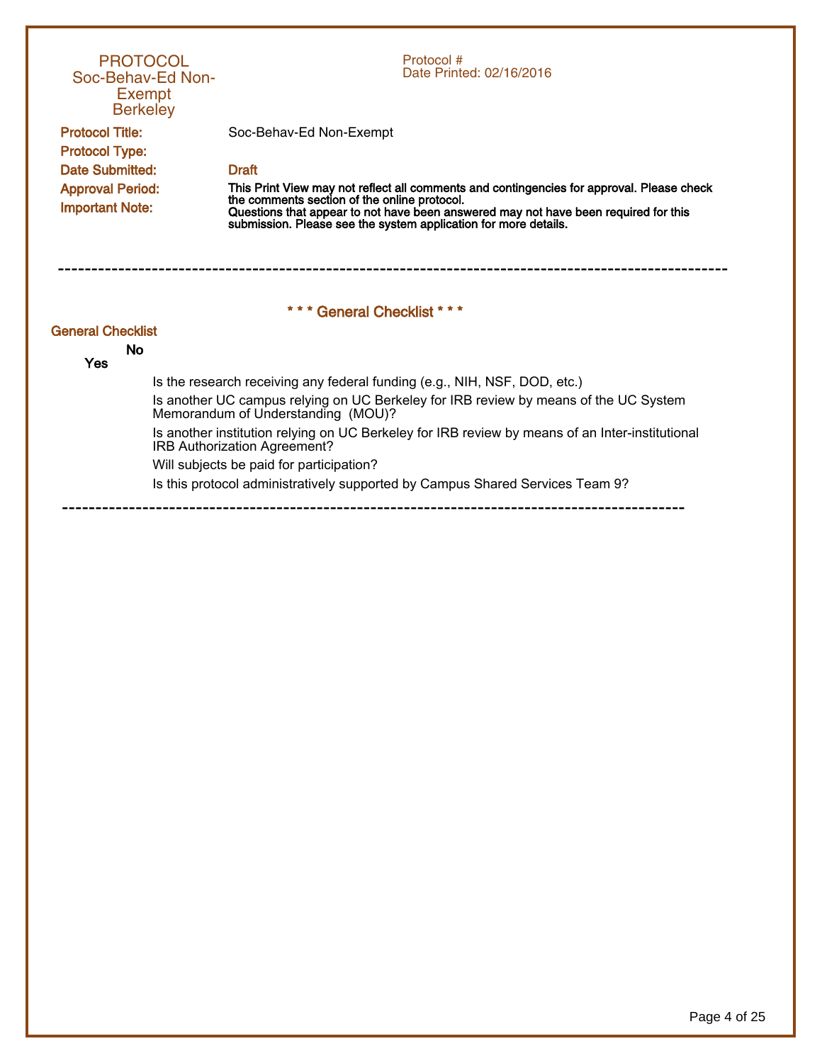**PROTOCOL**
**Soc-Behav-Ed Non-Exempt**
**Berkeley**

Protocol #
Date Printed: 02/16/2016

**Protocol Title:** Soc-Behav-Ed Non-Exempt

**Protocol Type:**

**Date Submitted:** Draft

**Approval Period:**

**Important Note:** **This Print View may not reflect all comments and contingencies for approval. Please check the comments section of the online protocol. Questions that appear to not have been answered may not have been required for this submission. Please see the system application for more details.**

---

## * * * General Checklist * * *

### General Checklist

| Yes | No | |
|---|---|---|
| | | Is the research receiving any federal funding (e.g., NIH, NSF, DOD, etc.) |
| | | Is another UC campus relying on UC Berkeley for IRB review by means of the UC System Memorandum of Understanding (MOU)? |
| | | Is another institution relying on UC Berkeley for IRB review by means of an Inter-institutional IRB Authorization Agreement? |
| | | Will subjects be paid for participation? |
| | | Is this protocol administratively supported by Campus Shared Services Team 9? |

---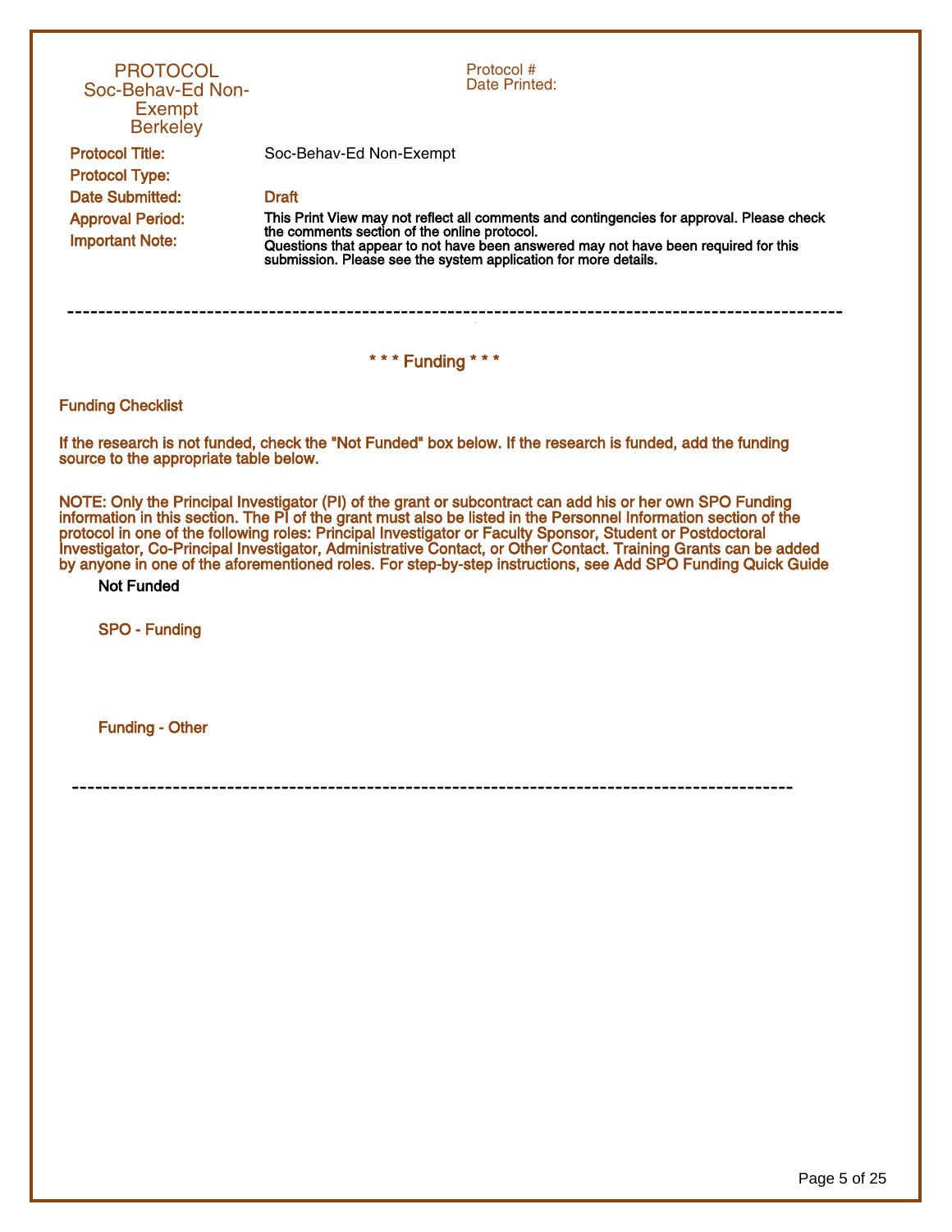# PROTOCOL
## Soc-Behav-Ed Non-Exempt
## Berkeley

Protocol #
Date Printed:

**Protocol Title:** Soc-Behav-Ed Non-Exempt

**Protocol Type:**

**Date Submitted:** Draft

**Approval Period:**

**Important Note:** This Print View may not reflect all comments and contingencies for approval. Please check the comments section of the online protocol.
Questions that appear to not have been answered may not have been required for this submission. Please see the system application for more details.

---

## * * * Funding * * *

**Funding Checklist**

**If the research is not funded, check the "Not Funded" box below. If the research is funded, add the funding source to the appropriate table below.**

**NOTE: Only the Principal Investigator (PI) of the grant or subcontract can add his or her own SPO Funding information in this section. The PI of the grant must also be listed in the Personnel Information section of the protocol in one of the following roles: Principal Investigator or Faculty Sponsor, Student or Postdoctoral Investigator, Co-Principal Investigator, Administrative Contact, or Other Contact. Training Grants can be added by anyone in one of the aforementioned roles. For step-by-step instructions, see Add SPO Funding Quick Guide**

Not Funded

**SPO - Funding**

**Funding - Other**

---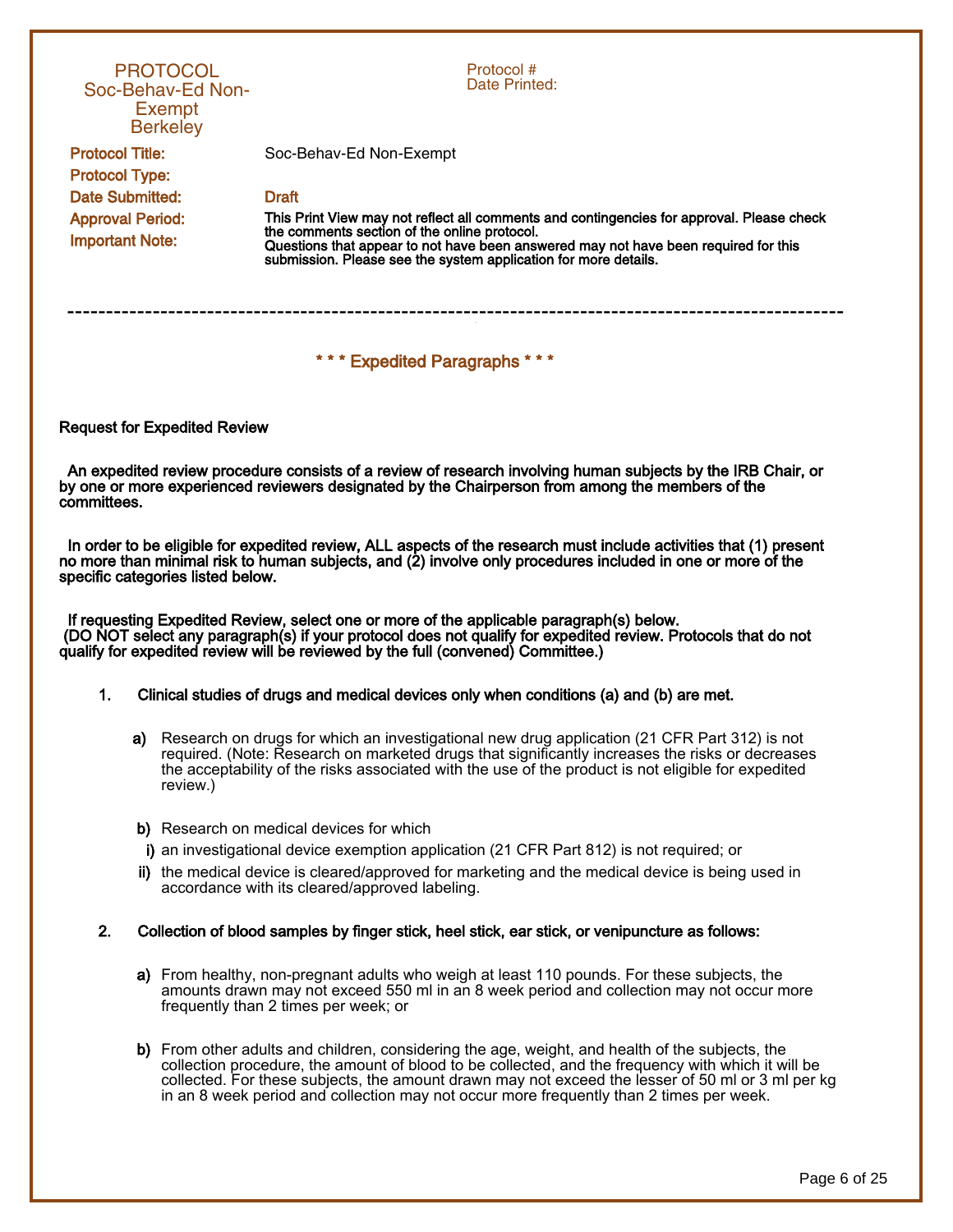PROTOCOL
Soc-Behav-Ed Non-Exempt
Berkeley

Protocol #
Date Printed:

**Protocol Title:** Soc-Behav-Ed Non-Exempt

**Protocol Type:**

**Date Submitted:** Draft

**Approval Period:**

**Important Note:** This Print View may not reflect all comments and contingencies for approval. Please check the comments section of the online protocol.
Questions that appear to not have been answered may not have been required for this submission. Please see the system application for more details.

---

## * * * Expedited Paragraphs * * *

**Request for Expedited Review**

**An expedited review procedure consists of a review of research involving human subjects by the IRB Chair, or by one or more experienced reviewers designated by the Chairperson from among the members of the committees.**

**In order to be eligible for expedited review, ALL aspects of the research must include activities that (1) present no more than minimal risk to human subjects, and (2) involve only procedures included in one or more of the specific categories listed below.**

**If requesting Expedited Review, select one or more of the applicable paragraph(s) below.**
**(DO NOT select any paragraph(s) if your protocol does not qualify for expedited review. Protocols that do not qualify for expedited review will be reviewed by the full (convened) Committee.)**

1. **Clinical studies of drugs and medical devices only when conditions (a) and (b) are met.**

   **a)** Research on drugs for which an investigational new drug application (21 CFR Part 312) is not required. (Note: Research on marketed drugs that significantly increases the risks or decreases the acceptability of the risks associated with the use of the product is not eligible for expedited review.)

   **b)** Research on medical devices for which

   **i)** an investigational device exemption application (21 CFR Part 812) is not required; or

   **ii)** the medical device is cleared/approved for marketing and the medical device is being used in accordance with its cleared/approved labeling.

2. **Collection of blood samples by finger stick, heel stick, ear stick, or venipuncture as follows:**

   **a)** From healthy, non-pregnant adults who weigh at least 110 pounds. For these subjects, the amounts drawn may not exceed 550 ml in an 8 week period and collection may not occur more frequently than 2 times per week; or

   **b)** From other adults and children, considering the age, weight, and health of the subjects, the collection procedure, the amount of blood to be collected, and the frequency with which it will be collected. For these subjects, the amount drawn may not exceed the lesser of 50 ml or 3 ml per kg in an 8 week period and collection may not occur more frequently than 2 times per week.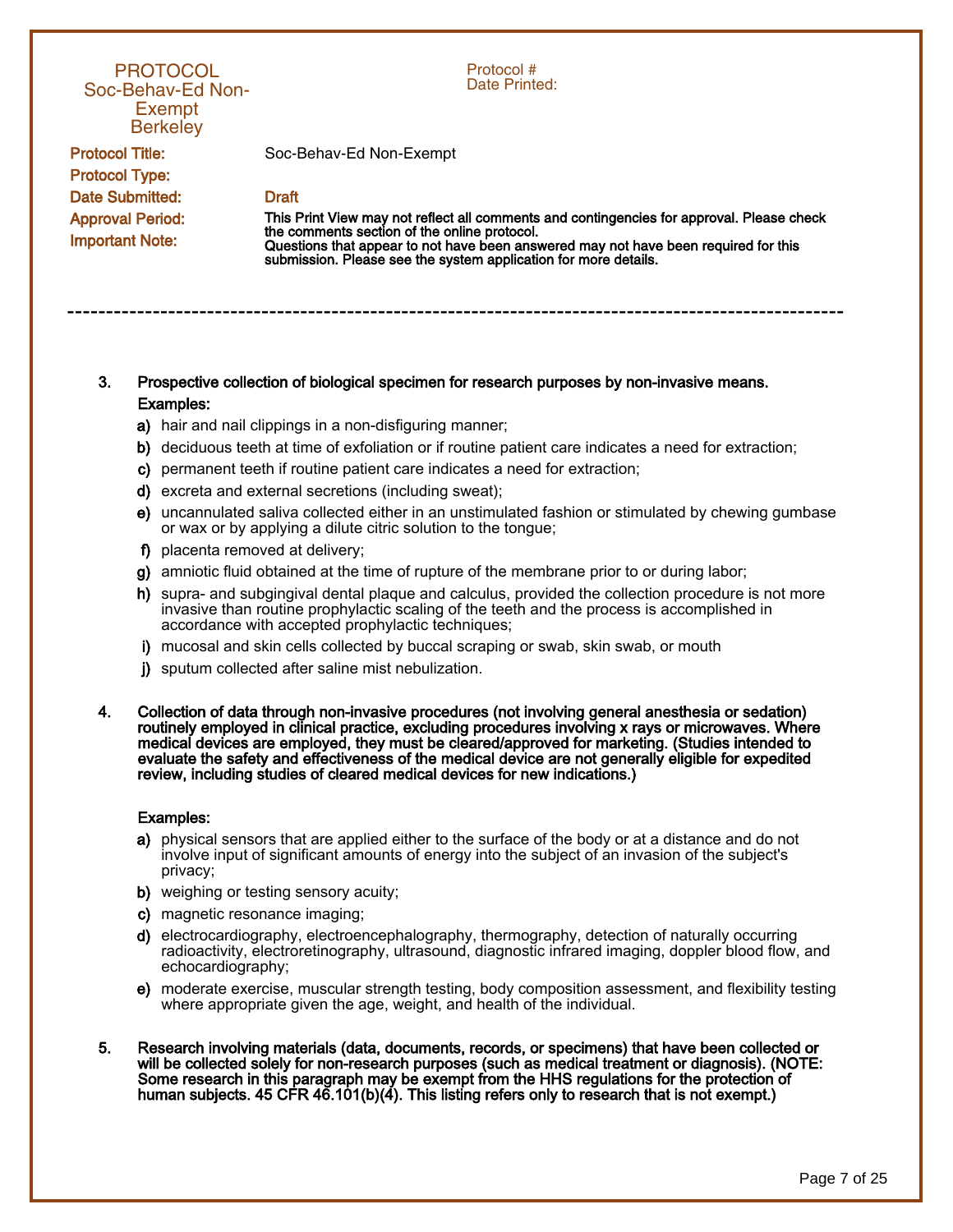PROTOCOL
Soc-Behav-Ed Non-Exempt
Berkeley

Protocol #
Date Printed:

**Protocol Title:** Soc-Behav-Ed Non-Exempt
**Protocol Type:**
**Date Submitted:** Draft
**Approval Period:**
**Important Note:** **This Print View may not reflect all comments and contingencies for approval. Please check the comments section of the online protocol.**
**Questions that appear to not have been answered may not have been required for this submission. Please see the system application for more details.**

---

3. **Prospective collection of biological specimen for research purposes by non-invasive means.**
   **Examples:**
   **a)** hair and nail clippings in a non-disfiguring manner;
   **b)** deciduous teeth at time of exfoliation or if routine patient care indicates a need for extraction;
   **c)** permanent teeth if routine patient care indicates a need for extraction;
   **d)** excreta and external secretions (including sweat);
   **e)** uncannulated saliva collected either in an unstimulated fashion or stimulated by chewing gumbase or wax or by applying a dilute citric solution to the tongue;
   **f)** placenta removed at delivery;
   **g)** amniotic fluid obtained at the time of rupture of the membrane prior to or during labor;
   **h)** supra- and subgingival dental plaque and calculus, provided the collection procedure is not more invasive than routine prophylactic scaling of the teeth and the process is accomplished in accordance with accepted prophylactic techniques;
   **i)** mucosal and skin cells collected by buccal scraping or swab, skin swab, or mouth
   **j)** sputum collected after saline mist nebulization.

4. **Collection of data through non-invasive procedures (not involving general anesthesia or sedation) routinely employed in clinical practice, excluding procedures involving x rays or microwaves. Where medical devices are employed, they must be cleared/approved for marketing. (Studies intended to evaluate the safety and effectiveness of the medical device are not generally eligible for expedited review, including studies of cleared medical devices for new indications.)**

   **Examples:**
   **a)** physical sensors that are applied either to the surface of the body or at a distance and do not involve input of significant amounts of energy into the subject of an invasion of the subject's privacy;
   **b)** weighing or testing sensory acuity;
   **c)** magnetic resonance imaging;
   **d)** electrocardiography, electroencephalography, thermography, detection of naturally occurring radioactivity, electroretinography, ultrasound, diagnostic infrared imaging, doppler blood flow, and echocardiography;
   **e)** moderate exercise, muscular strength testing, body composition assessment, and flexibility testing where appropriate given the age, weight, and health of the individual.

5. **Research involving materials (data, documents, records, or specimens) that have been collected or will be collected solely for non-research purposes (such as medical treatment or diagnosis). (NOTE: Some research in this paragraph may be exempt from the HHS regulations for the protection of human subjects. 45 CFR 46.101(b)(4). This listing refers only to research that is not exempt.)**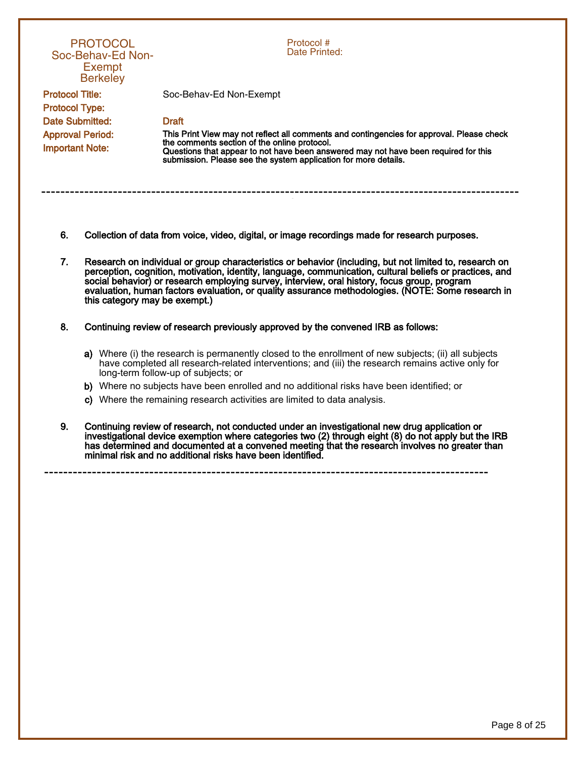6. **Collection of data from voice, video, digital, or image recordings made for research purposes.**

7. **Research on individual or group characteristics or behavior (including, but not limited to, research on perception, cognition, motivation, identity, language, communication, cultural beliefs or practices, and social behavior) or research employing survey, interview, oral history, focus group, program evaluation, human factors evaluation, or quality assurance methodologies. (NOTE: Some research in this category may be exempt.)**

8. **Continuing review of research previously approved by the convened IRB as follows:**

   **a)** Where (i) the research is permanently closed to the enrollment of new subjects; (ii) all subjects have completed all research-related interventions; and (iii) the research remains active only for long-term follow-up of subjects; or

   **b)** Where no subjects have been enrolled and no additional risks have been identified; or

   **c)** Where the remaining research activities are limited to data analysis.

9. **Continuing review of research, not conducted under an investigational new drug application or investigational device exemption where categories two (2) through eight (8) do not apply but the IRB has determined and documented at a convened meeting that the research involves no greater than minimal risk and no additional risks have been identified.**

---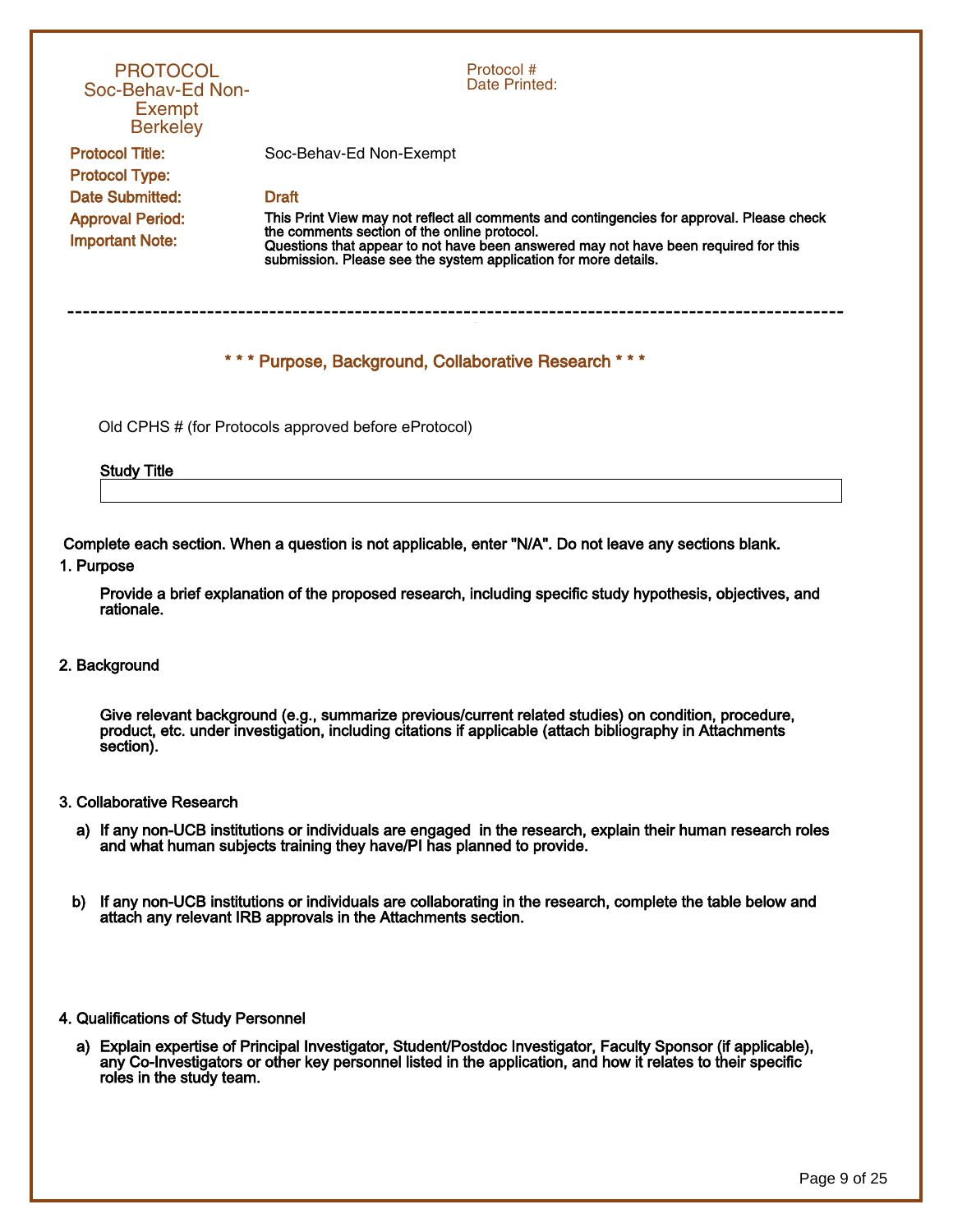# PROTOCOL
## Soc-Behav-Ed Non-Exempt
## Berkeley

Protocol #
Date Printed:

**Protocol Title:** Soc-Behav-Ed Non-Exempt

**Protocol Type:**

**Date Submitted:** Draft

**Approval Period:**

**Important Note:** This Print View may not reflect all comments and contingencies for approval. Please check the comments section of the online protocol.
Questions that appear to not have been answered may not have been required for this submission. Please see the system application for more details.

---

## * * * Purpose, Background, Collaborative Research * * *

Old CPHS # (for Protocols approved before eProtocol)

**Study Title**

**Complete each section. When a question is not applicable, enter "N/A". Do not leave any sections blank.**

**1. Purpose**

**Provide a brief explanation of the proposed research, including specific study hypothesis, objectives, and rationale.**

**2. Background**

**Give relevant background (e.g., summarize previous/current related studies) on condition, procedure, product, etc. under investigation, including citations if applicable (attach bibliography in Attachments section).**

**3. Collaborative Research**

**a) If any non-UCB institutions or individuals are engaged in the research, explain their human research roles and what human subjects training they have/PI has planned to provide.**

**b) If any non-UCB institutions or individuals are collaborating in the research, complete the table below and attach any relevant IRB approvals in the Attachments section.**

**4. Qualifications of Study Personnel**

**a) Explain expertise of Principal Investigator, Student/Postdoc Investigator, Faculty Sponsor (if applicable), any Co-Investigators or other key personnel listed in the application, and how it relates to their specific roles in the study team.**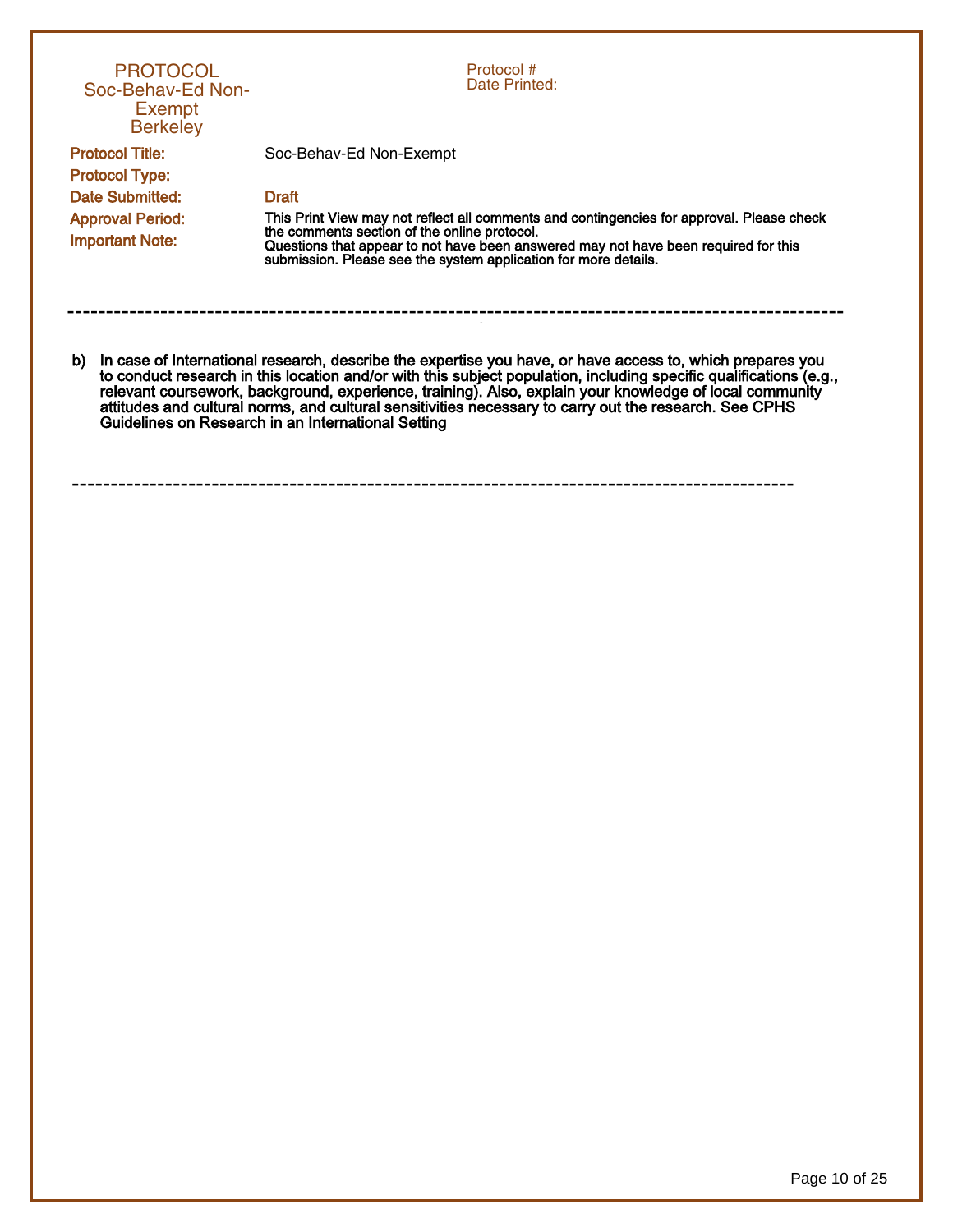**PROTOCOL**
**Soc-Behav-Ed Non-Exempt**
**Berkeley**

Protocol #
Date Printed:

**Protocol Title:** Soc-Behav-Ed Non-Exempt

**Protocol Type:**

**Date Submitted:** Draft

**Approval Period:**

**Important Note:** This Print View may not reflect all comments and contingencies for approval. Please check the comments section of the online protocol.
Questions that appear to not have been answered may not have been required for this submission. Please see the system application for more details.

---

**b) In case of International research, describe the expertise you have, or have access to, which prepares you to conduct research in this location and/or with this subject population, including specific qualifications (e.g., relevant coursework, background, experience, training). Also, explain your knowledge of local community attitudes and cultural norms, and cultural sensitivities necessary to carry out the research. See CPHS Guidelines on Research in an International Setting**

---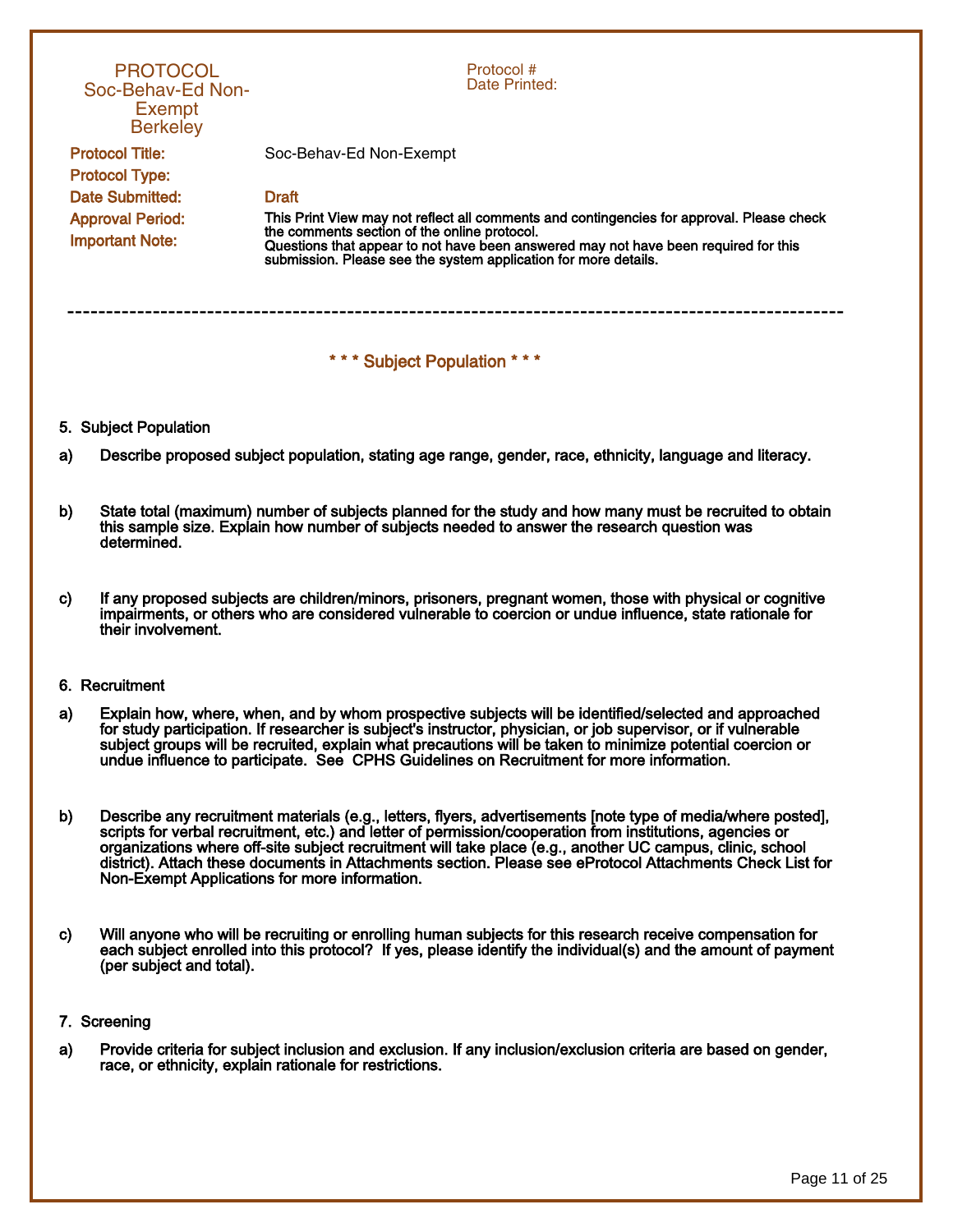PROTOCOL
Soc-Behav-Ed Non-Exempt
Berkeley

Protocol #
Date Printed:

**Protocol Title:** Soc-Behav-Ed Non-Exempt

**Protocol Type:**

**Date Submitted:** Draft

**Approval Period:**

**Important Note:** This Print View may not reflect all comments and contingencies for approval. Please check the comments section of the online protocol.
Questions that appear to not have been answered may not have been required for this submission. Please see the system application for more details.

---

## * * * Subject Population * * *

### 5. Subject Population

**a)** Describe proposed subject population, stating age range, gender, race, ethnicity, language and literacy.

**b)** State total (maximum) number of subjects planned for the study and how many must be recruited to obtain this sample size. Explain how number of subjects needed to answer the research question was determined.

**c)** If any proposed subjects are children/minors, prisoners, pregnant women, those with physical or cognitive impairments, or others who are considered vulnerable to coercion or undue influence, state rationale for their involvement.

### 6. Recruitment

**a)** Explain how, where, when, and by whom prospective subjects will be identified/selected and approached for study participation. If researcher is subject's instructor, physician, or job supervisor, or if vulnerable subject groups will be recruited, explain what precautions will be taken to minimize potential coercion or undue influence to participate. See CPHS Guidelines on Recruitment for more information.

**b)** Describe any recruitment materials (e.g., letters, flyers, advertisements [note type of media/where posted], scripts for verbal recruitment, etc.) and letter of permission/cooperation from institutions, agencies or organizations where off-site subject recruitment will take place (e.g., another UC campus, clinic, school district). Attach these documents in Attachments section. Please see eProtocol Attachments Check List for Non-Exempt Applications for more information.

**c)** Will anyone who will be recruiting or enrolling human subjects for this research receive compensation for each subject enrolled into this protocol? If yes, please identify the individual(s) and the amount of payment (per subject and total).

### 7. Screening

**a)** Provide criteria for subject inclusion and exclusion. If any inclusion/exclusion criteria are based on gender, race, or ethnicity, explain rationale for restrictions.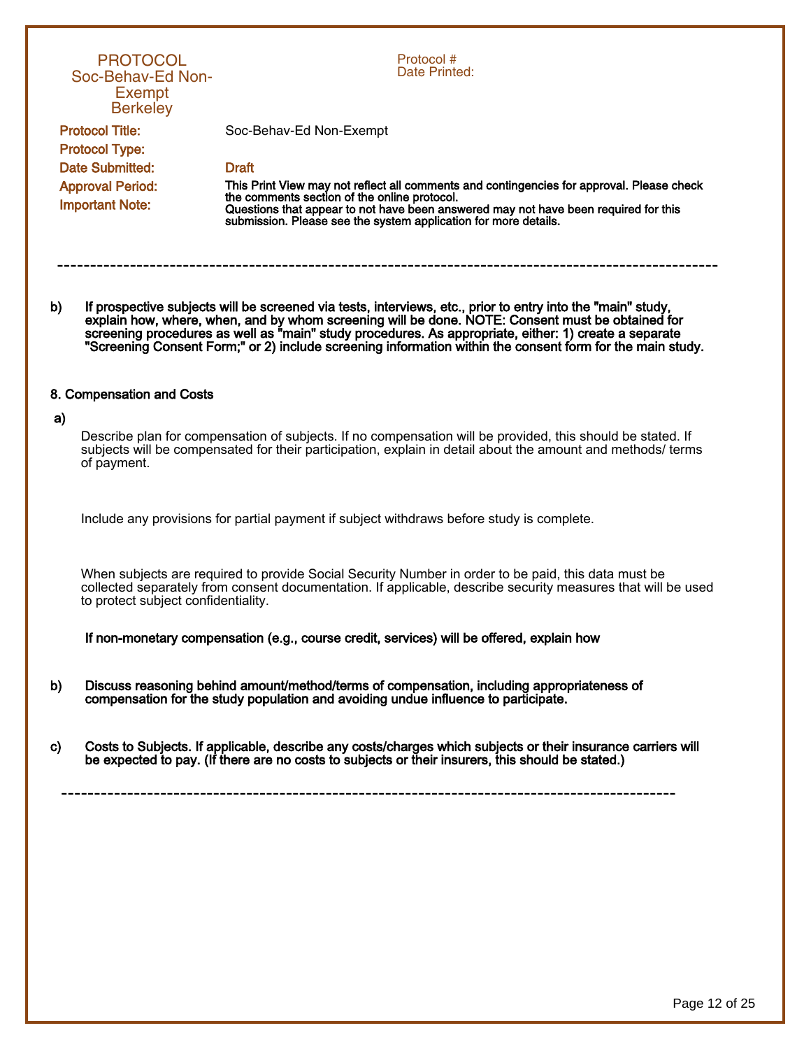PROTOCOL
Soc-Behav-Ed Non-Exempt
Berkeley

Protocol #
Date Printed:

**Protocol Title:** Soc-Behav-Ed Non-Exempt

**Protocol Type:**

**Date Submitted:** Draft

**Approval Period:**

**Important Note:** This Print View may not reflect all comments and contingencies for approval. Please check the comments section of the online protocol.
Questions that appear to not have been answered may not have been required for this submission. Please see the system application for more details.

---

**b) If prospective subjects will be screened via tests, interviews, etc., prior to entry into the "main" study, explain how, where, when, and by whom screening will be done. NOTE: Consent must be obtained for screening procedures as well as "main" study procedures. As appropriate, either: 1) create a separate "Screening Consent Form;" or 2) include screening information within the consent form for the main study.**

**8. Compensation and Costs**

**a)**

Describe plan for compensation of subjects. If no compensation will be provided, this should be stated. If subjects will be compensated for their participation, explain in detail about the amount and methods/ terms of payment.

Include any provisions for partial payment if subject withdraws before study is complete.

When subjects are required to provide Social Security Number in order to be paid, this data must be collected separately from consent documentation. If applicable, describe security measures that will be used to protect subject confidentiality.

**If non-monetary compensation (e.g., course credit, services) will be offered, explain how**

**b) Discuss reasoning behind amount/method/terms of compensation, including appropriateness of compensation for the study population and avoiding undue influence to participate.**

**c) Costs to Subjects. If applicable, describe any costs/charges which subjects or their insurance carriers will be expected to pay. (If there are no costs to subjects or their insurers, this should be stated.)**

---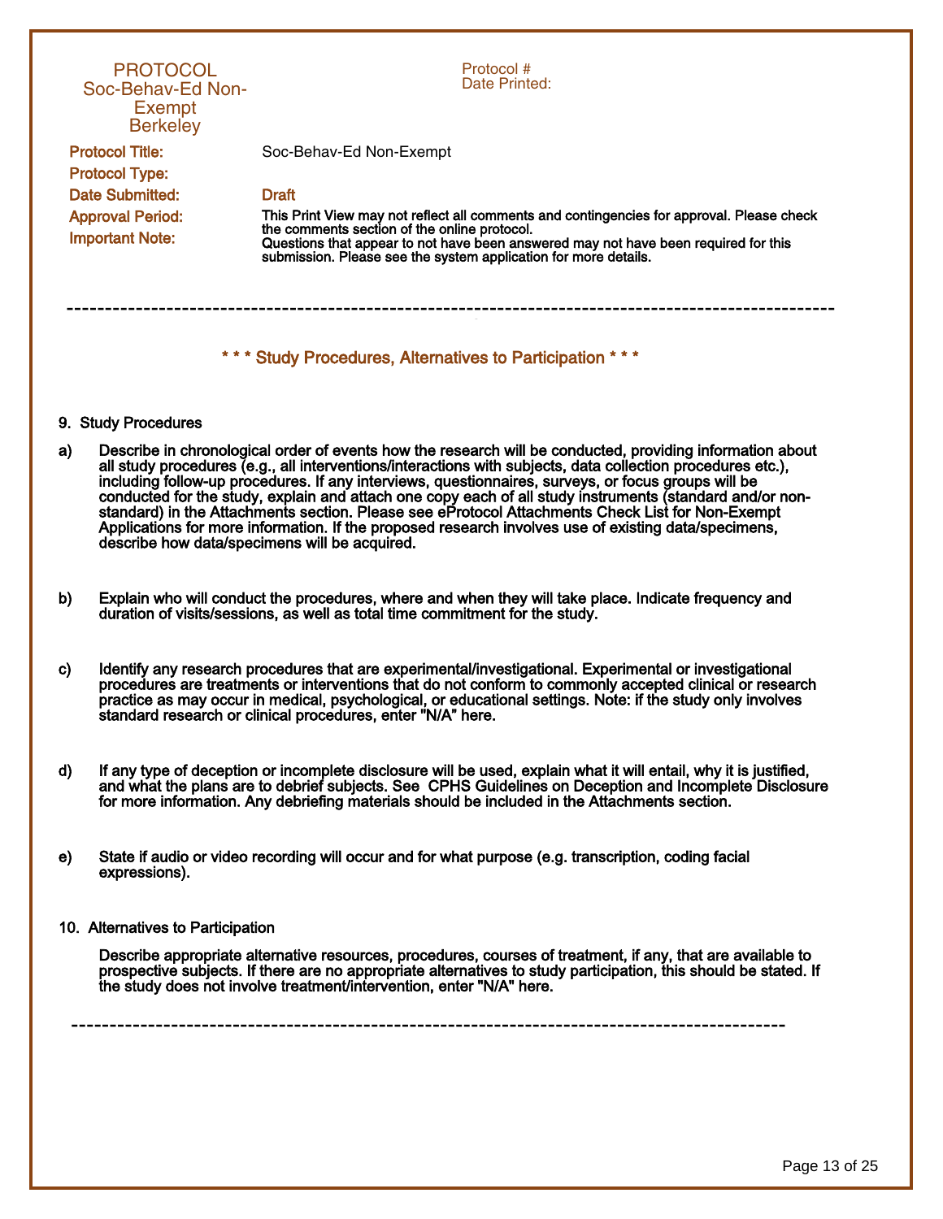PROTOCOL
Soc-Behav-Ed Non-Exempt
Berkeley

Protocol #
Date Printed:

**Protocol Title:** Soc-Behav-Ed Non-Exempt

**Protocol Type:**

**Date Submitted:** Draft

**Approval Period:**

**Important Note:** This Print View may not reflect all comments and contingencies for approval. Please check the comments section of the online protocol.
Questions that appear to not have been answered may not have been required for this submission. Please see the system application for more details.

---

## * * * Study Procedures, Alternatives to Participation * * *

### 9. Study Procedures

**a)** Describe in chronological order of events how the research will be conducted, providing information about all study procedures (e.g., all interventions/interactions with subjects, data collection procedures etc.), including follow-up procedures. If any interviews, questionnaires, surveys, or focus groups will be conducted for the study, explain and attach one copy each of all study instruments (standard and/or non-standard) in the Attachments section. Please see eProtocol Attachments Check List for Non-Exempt Applications for more information. If the proposed research involves use of existing data/specimens, describe how data/specimens will be acquired.

**b)** Explain who will conduct the procedures, where and when they will take place. Indicate frequency and duration of visits/sessions, as well as total time commitment for the study.

**c)** Identify any research procedures that are experimental/investigational. Experimental or investigational procedures are treatments or interventions that do not conform to commonly accepted clinical or research practice as may occur in medical, psychological, or educational settings. Note: if the study only involves standard research or clinical procedures, enter "N/A" here.

**d)** If any type of deception or incomplete disclosure will be used, explain what it will entail, why it is justified, and what the plans are to debrief subjects. See CPHS Guidelines on Deception and Incomplete Disclosure for more information. Any debriefing materials should be included in the Attachments section.

**e)** State if audio or video recording will occur and for what purpose (e.g. transcription, coding facial expressions).

### 10. Alternatives to Participation

**Describe appropriate alternative resources, procedures, courses of treatment, if any, that are available to prospective subjects. If there are no appropriate alternatives to study participation, this should be stated. If the study does not involve treatment/intervention, enter "N/A" here.**

---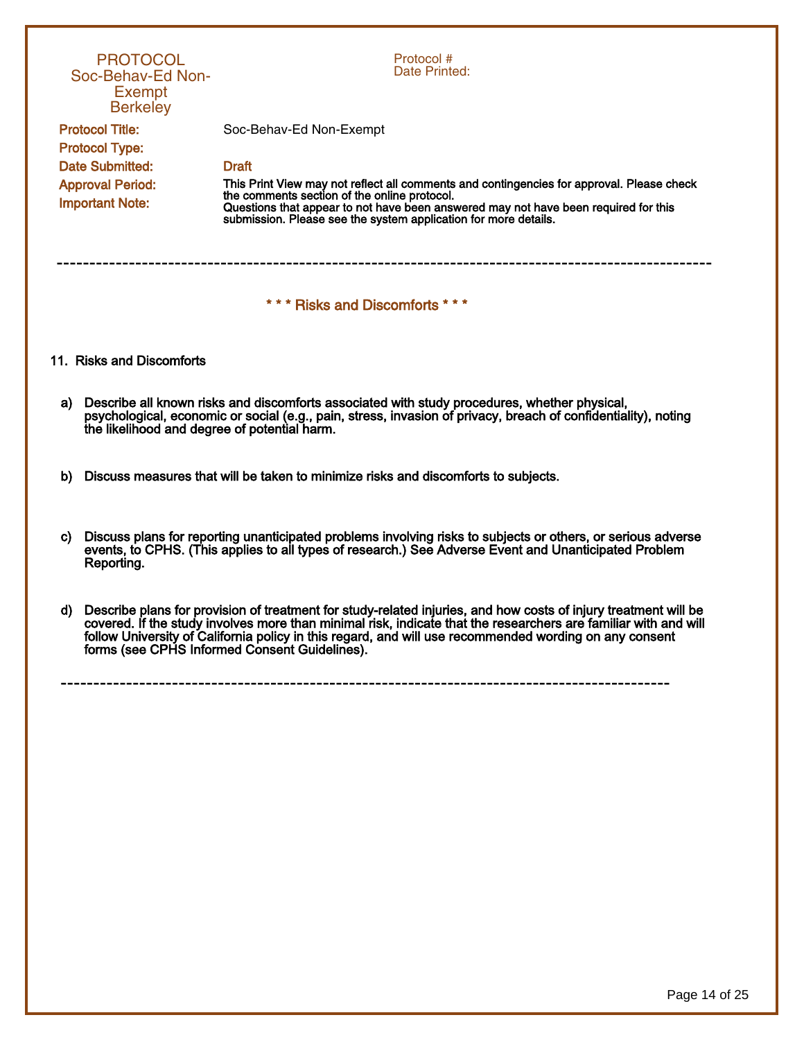PROTOCOL
Soc-Behav-Ed Non-Exempt
Berkeley

Protocol #
Date Printed:

**Protocol Title:** Soc-Behav-Ed Non-Exempt

**Protocol Type:**

**Date Submitted:** Draft

**Approval Period:**

**Important Note:** This Print View may not reflect all comments and contingencies for approval. Please check the comments section of the online protocol.
Questions that appear to not have been answered may not have been required for this submission. Please see the system application for more details.

---

## * * * Risks and Discomforts * * *

### 11. Risks and Discomforts

a) Describe all known risks and discomforts associated with study procedures, whether physical, psychological, economic or social (e.g., pain, stress, invasion of privacy, breach of confidentiality), noting the likelihood and degree of potential harm.

b) Discuss measures that will be taken to minimize risks and discomforts to subjects.

c) Discuss plans for reporting unanticipated problems involving risks to subjects or others, or serious adverse events, to CPHS. (This applies to all types of research.) See Adverse Event and Unanticipated Problem Reporting.

d) Describe plans for provision of treatment for study-related injuries, and how costs of injury treatment will be covered. If the study involves more than minimal risk, indicate that the researchers are familiar with and will follow University of California policy in this regard, and will use recommended wording on any consent forms (see CPHS Informed Consent Guidelines).

---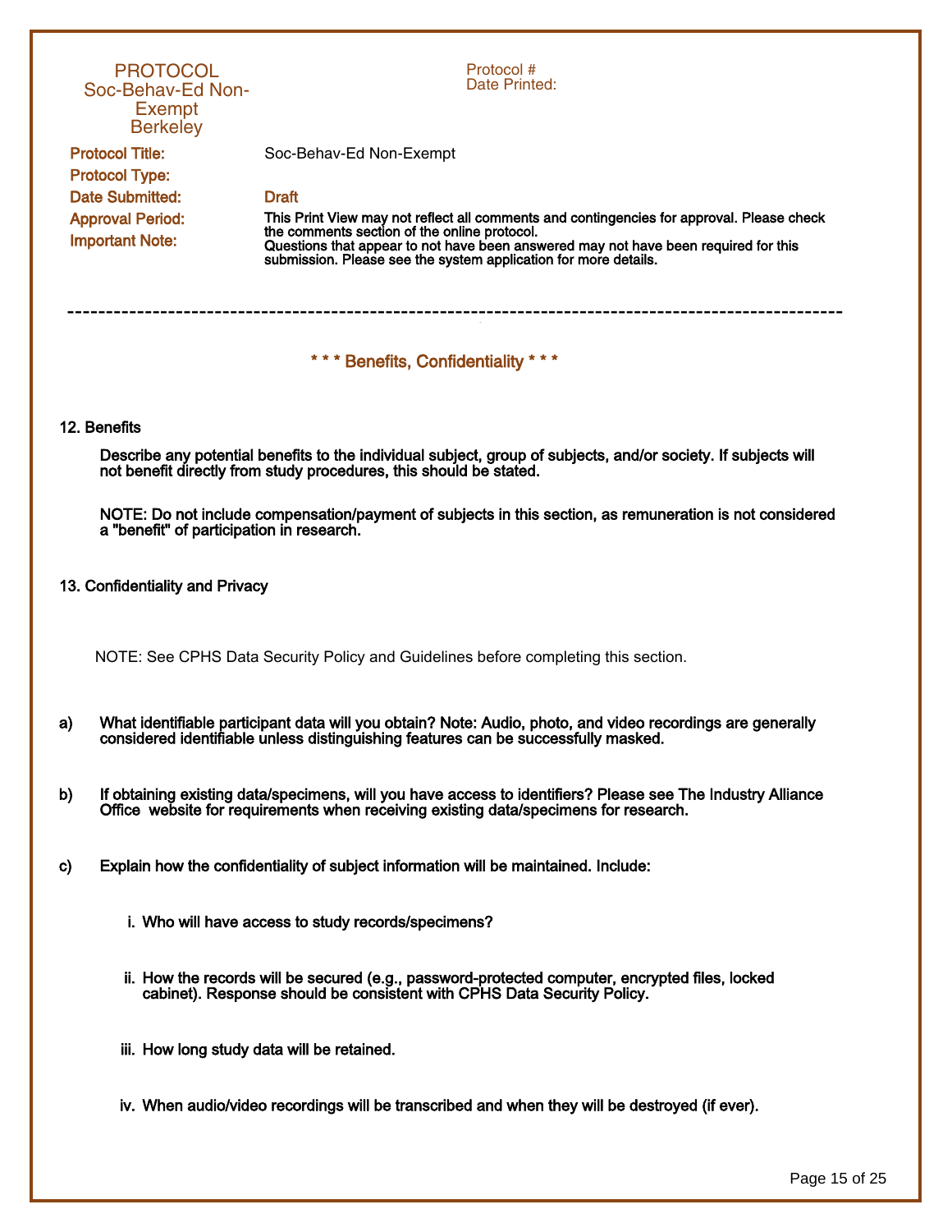PROTOCOL
Soc-Behav-Ed Non-Exempt
Berkeley

Protocol #
Date Printed:

**Protocol Title:** Soc-Behav-Ed Non-Exempt

**Protocol Type:**

**Date Submitted:** Draft

**Approval Period:**

**Important Note:** This Print View may not reflect all comments and contingencies for approval. Please check the comments section of the online protocol.
Questions that appear to not have been answered may not have been required for this submission. Please see the system application for more details.

---

## * * * Benefits, Confidentiality * * *

**12. Benefits**

**Describe any potential benefits to the individual subject, group of subjects, and/or society. If subjects will not benefit directly from study procedures, this should be stated.**

**NOTE: Do not include compensation/payment of subjects in this section, as remuneration is not considered a "benefit" of participation in research.**

**13. Confidentiality and Privacy**

NOTE: See CPHS Data Security Policy and Guidelines before completing this section.

**a) What identifiable participant data will you obtain? Note: Audio, photo, and video recordings are generally considered identifiable unless distinguishing features can be successfully masked.**

**b) If obtaining existing data/specimens, will you have access to identifiers? Please see The Industry Alliance Office website for requirements when receiving existing data/specimens for research.**

**c) Explain how the confidentiality of subject information will be maintained. Include:**

**i. Who will have access to study records/specimens?**

**ii. How the records will be secured (e.g., password-protected computer, encrypted files, locked cabinet). Response should be consistent with CPHS Data Security Policy.**

**iii. How long study data will be retained.**

**iv. When audio/video recordings will be transcribed and when they will be destroyed (if ever).**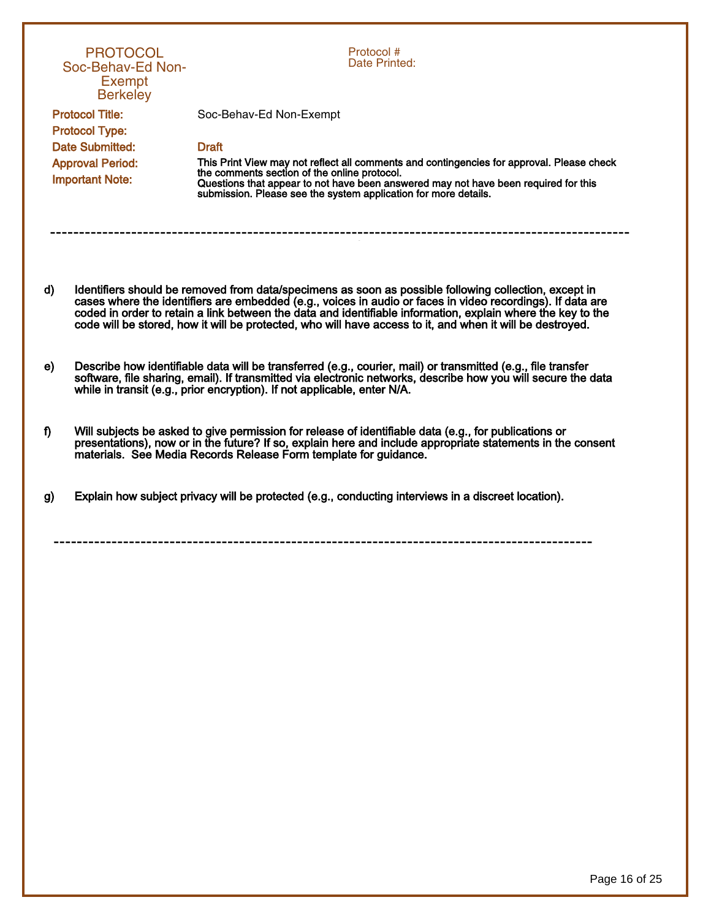PROTOCOL
Soc-Behav-Ed Non-Exempt
Berkeley

Protocol #
Date Printed:

**Protocol Title:** Soc-Behav-Ed Non-Exempt

**Protocol Type:**

**Date Submitted:** Draft

**Approval Period:**

**Important Note:** This Print View may not reflect all comments and contingencies for approval. Please check the comments section of the online protocol.
Questions that appear to not have been answered may not have been required for this submission. Please see the system application for more details.

---

**d)** Identifiers should be removed from data/specimens as soon as possible following collection, except in cases where the identifiers are embedded (e.g., voices in audio or faces in video recordings). If data are coded in order to retain a link between the data and identifiable information, explain where the key to the code will be stored, how it will be protected, who will have access to it, and when it will be destroyed.

**e)** Describe how identifiable data will be transferred (e.g., courier, mail) or transmitted (e.g., file transfer software, file sharing, email). If transmitted via electronic networks, describe how you will secure the data while in transit (e.g., prior encryption). If not applicable, enter N/A.

**f)** Will subjects be asked to give permission for release of identifiable data (e.g., for publications or presentations), now or in the future? If so, explain here and include appropriate statements in the consent materials. See Media Records Release Form template for guidance.

**g)** Explain how subject privacy will be protected (e.g., conducting interviews in a discreet location).

---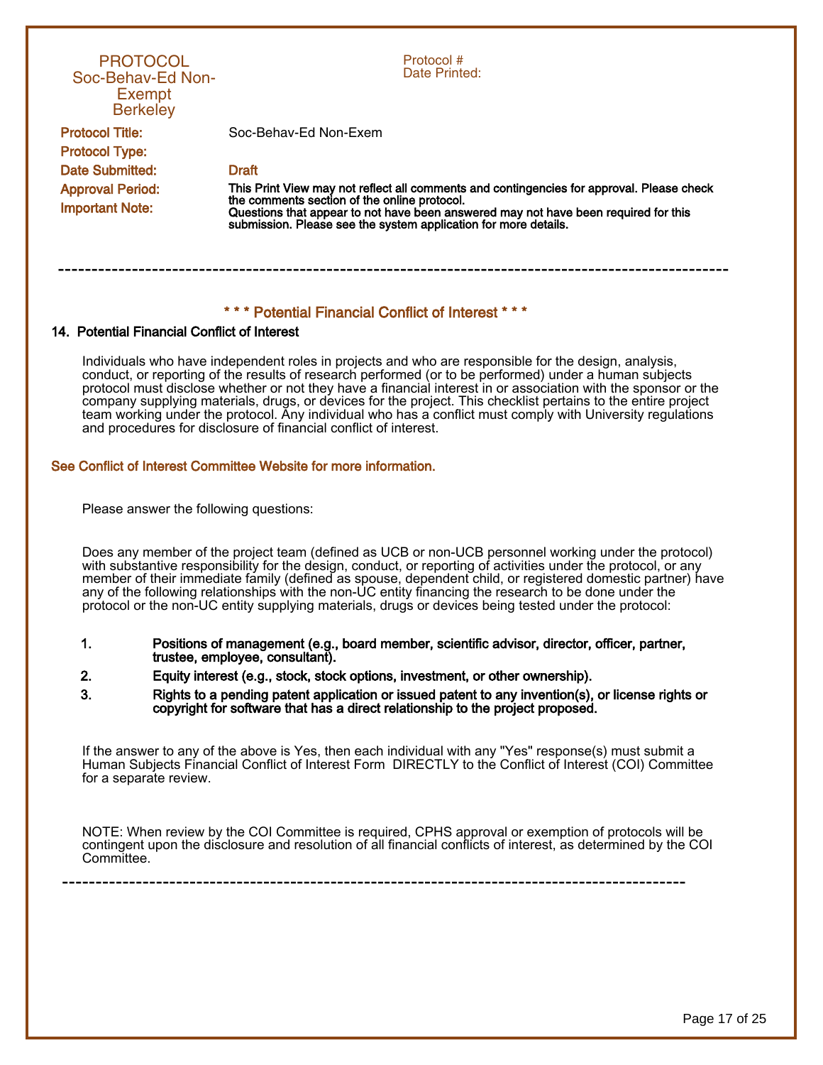PROTOCOL
Soc-Behav-Ed Non-Exempt
Berkeley

Protocol #
Date Printed:

**Protocol Title:** Soc-Behav-Ed Non-Exem

**Protocol Type:**

**Date Submitted:** Draft

**Approval Period:**

**Important Note:** **This Print View may not reflect all comments and contingencies for approval. Please check the comments section of the online protocol.**
**Questions that appear to not have been answered may not have been required for this submission. Please see the system application for more details.**

---

## * * * Potential Financial Conflict of Interest * * *

### 14. Potential Financial Conflict of Interest

Individuals who have independent roles in projects and who are responsible for the design, analysis, conduct, or reporting of the results of research performed (or to be performed) under a human subjects protocol must disclose whether or not they have a financial interest in or association with the sponsor or the company supplying materials, drugs, or devices for the project. This checklist pertains to the entire project team working under the protocol. Any individual who has a conflict must comply with University regulations and procedures for disclosure of financial conflict of interest.

See Conflict of Interest Committee Website for more information.

Please answer the following questions:

Does any member of the project team (defined as UCB or non-UCB personnel working under the protocol) with substantive responsibility for the design, conduct, or reporting of activities under the protocol, or any member of their immediate family (defined as spouse, dependent child, or registered domestic partner) have any of the following relationships with the non-UC entity financing the research to be done under the protocol or the non-UC entity supplying materials, drugs or devices being tested under the protocol:

1. **Positions of management (e.g., board member, scientific advisor, director, officer, partner, trustee, employee, consultant).**
2. **Equity interest (e.g., stock, stock options, investment, or other ownership).**
3. **Rights to a pending patent application or issued patent to any invention(s), or license rights or copyright for software that has a direct relationship to the project proposed.**

If the answer to any of the above is Yes, then each individual with any "Yes" response(s) must submit a Human Subjects Financial Conflict of Interest Form DIRECTLY to the Conflict of Interest (COI) Committee for a separate review.

NOTE: When review by the COI Committee is required, CPHS approval or exemption of protocols will be contingent upon the disclosure and resolution of all financial conflicts of interest, as determined by the COI Committee.

---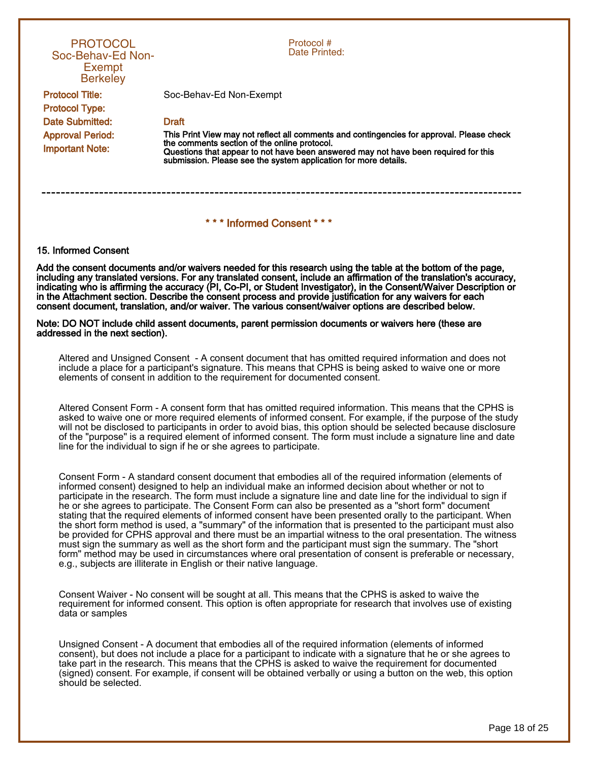PROTOCOL
Soc-Behav-Ed Non-Exempt
Berkeley

Protocol #
Date Printed:

**Protocol Title:** Soc-Behav-Ed Non-Exempt

**Protocol Type:**

**Date Submitted:** Draft

**Approval Period:**

**Important Note:** **This Print View may not reflect all comments and contingencies for approval. Please check the comments section of the online protocol.**
**Questions that appear to not have been answered may not have been required for this submission. Please see the system application for more details.**

---

## * * * Informed Consent * * *

### 15. Informed Consent

**Add the consent documents and/or waivers needed for this research using the table at the bottom of the page, including any translated versions. For any translated consent, include an affirmation of the translation's accuracy, indicating who is affirming the accuracy (PI, Co-PI, or Student Investigator), in the Consent/Waiver Description or in the Attachment section. Describe the consent process and provide justification for any waivers for each consent document, translation, and/or waiver. The various consent/waiver options are described below.**

**Note: DO NOT include child assent documents, parent permission documents or waivers here (these are addressed in the next section).**

Altered and Unsigned Consent - A consent document that has omitted required information and does not include a place for a participant's signature. This means that CPHS is being asked to waive one or more elements of consent in addition to the requirement for documented consent.

Altered Consent Form - A consent form that has omitted required information. This means that the CPHS is asked to waive one or more required elements of informed consent. For example, if the purpose of the study will not be disclosed to participants in order to avoid bias, this option should be selected because disclosure of the "purpose" is a required element of informed consent. The form must include a signature line and date line for the individual to sign if he or she agrees to participate.

Consent Form - A standard consent document that embodies all of the required information (elements of informed consent) designed to help an individual make an informed decision about whether or not to participate in the research. The form must include a signature line and date line for the individual to sign if he or she agrees to participate. The Consent Form can also be presented as a "short form" document stating that the required elements of informed consent have been presented orally to the participant. When the short form method is used, a "summary" of the information that is presented to the participant must also be provided for CPHS approval and there must be an impartial witness to the oral presentation. The witness must sign the summary as well as the short form and the participant must sign the summary. The "short form" method may be used in circumstances where oral presentation of consent is preferable or necessary, e.g., subjects are illiterate in English or their native language.

Consent Waiver - No consent will be sought at all. This means that the CPHS is asked to waive the requirement for informed consent. This option is often appropriate for research that involves use of existing data or samples

Unsigned Consent - A document that embodies all of the required information (elements of informed consent), but does not include a place for a participant to indicate with a signature that he or she agrees to take part in the research. This means that the CPHS is asked to waive the requirement for documented (signed) consent. For example, if consent will be obtained verbally or using a button on the web, this option should be selected.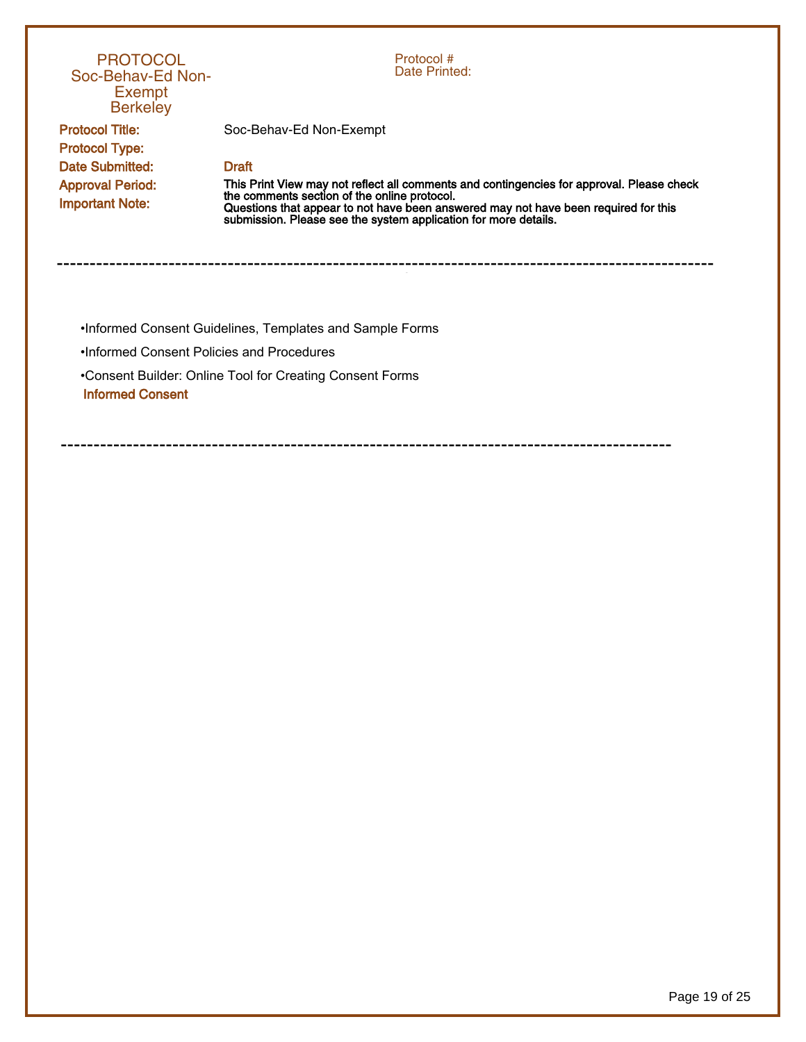PROTOCOL
Soc-Behav-Ed Non-Exempt
Berkeley

Protocol #
Date Printed:

**Protocol Title:** Soc-Behav-Ed Non-Exempt

**Protocol Type:**

**Date Submitted:** Draft

**Approval Period:**

**Important Note:** **This Print View may not reflect all comments and contingencies for approval. Please check the comments section of the online protocol. Questions that appear to not have been answered may not have been required for this submission. Please see the system application for more details.**

---

- Informed Consent Guidelines, Templates and Sample Forms
- Informed Consent Policies and Procedures
- Consent Builder: Online Tool for Creating Consent Forms

**Informed Consent**

---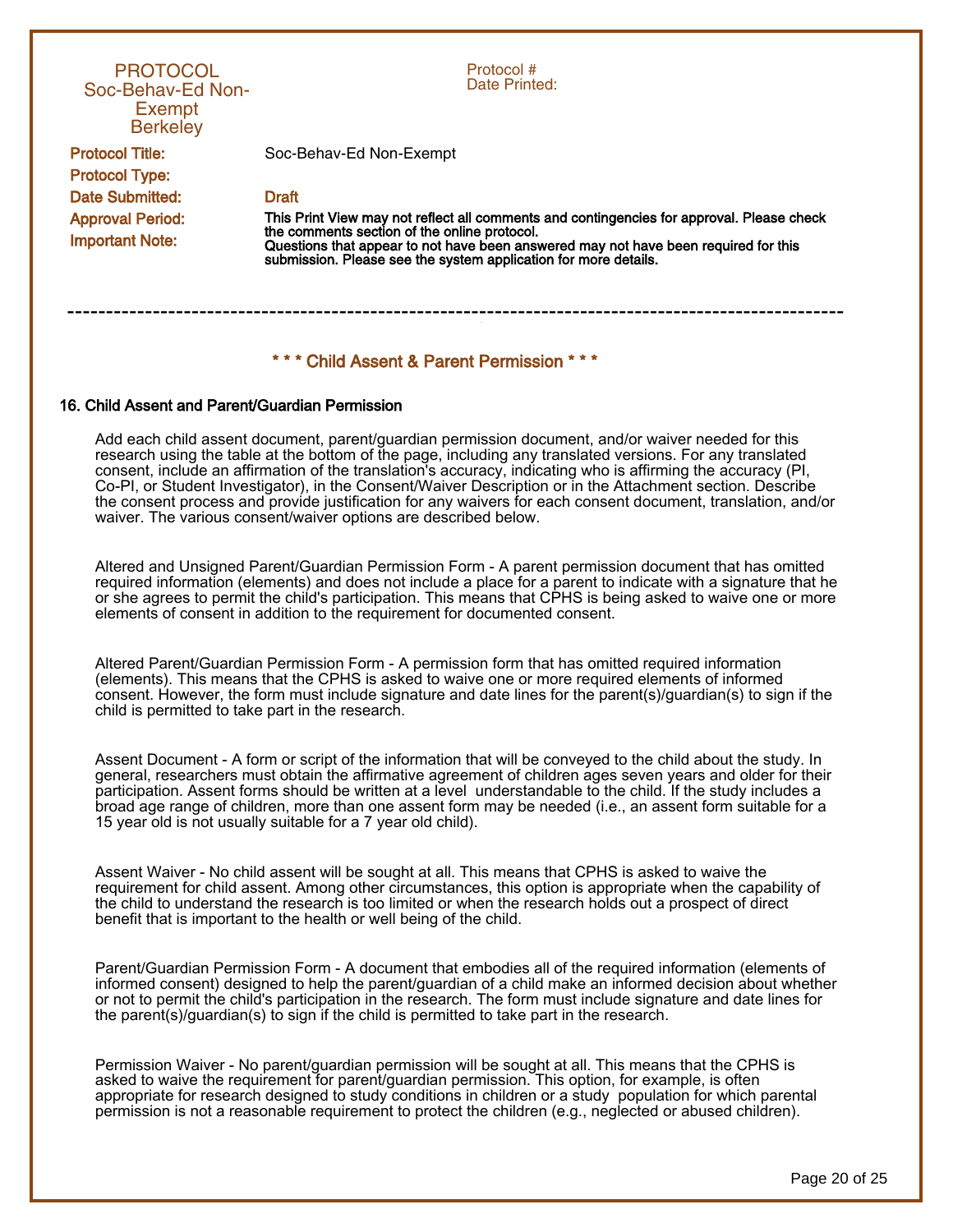PROTOCOL
Soc-Behav-Ed Non-Exempt
Berkeley

Protocol #
Date Printed:

| | |
|---|---|
| **Protocol Title:** | Soc-Behav-Ed Non-Exempt |
| **Protocol Type:** | |
| **Date Submitted:** | Draft |
| **Approval Period:** | |
| **Important Note:** | **This Print View may not reflect all comments and contingencies for approval. Please check the comments section of the online protocol. Questions that appear to not have been answered may not have been required for this submission. Please see the system application for more details.** |

---

## * * * Child Assent & Parent Permission * * *

### 16. Child Assent and Parent/Guardian Permission

Add each child assent document, parent/guardian permission document, and/or waiver needed for this research using the table at the bottom of the page, including any translated versions. For any translated consent, include an affirmation of the translation's accuracy, indicating who is affirming the accuracy (PI, Co-PI, or Student Investigator), in the Consent/Waiver Description or in the Attachment section. Describe the consent process and provide justification for any waivers for each consent document, translation, and/or waiver. The various consent/waiver options are described below.

Altered and Unsigned Parent/Guardian Permission Form - A parent permission document that has omitted required information (elements) and does not include a place for a parent to indicate with a signature that he or she agrees to permit the child's participation. This means that CPHS is being asked to waive one or more elements of consent in addition to the requirement for documented consent.

Altered Parent/Guardian Permission Form - A permission form that has omitted required information (elements). This means that the CPHS is asked to waive one or more required elements of informed consent. However, the form must include signature and date lines for the parent(s)/guardian(s) to sign if the child is permitted to take part in the research.

Assent Document - A form or script of the information that will be conveyed to the child about the study. In general, researchers must obtain the affirmative agreement of children ages seven years and older for their participation. Assent forms should be written at a level understandable to the child. If the study includes a broad age range of children, more than one assent form may be needed (i.e., an assent form suitable for a 15 year old is not usually suitable for a 7 year old child).

Assent Waiver - No child assent will be sought at all. This means that CPHS is asked to waive the requirement for child assent. Among other circumstances, this option is appropriate when the capability of the child to understand the research is too limited or when the research holds out a prospect of direct benefit that is important to the health or well being of the child.

Parent/Guardian Permission Form - A document that embodies all of the required information (elements of informed consent) designed to help the parent/guardian of a child make an informed decision about whether or not to permit the child's participation in the research. The form must include signature and date lines for the parent(s)/guardian(s) to sign if the child is permitted to take part in the research.

Permission Waiver - No parent/guardian permission will be sought at all. This means that the CPHS is asked to waive the requirement for parent/guardian permission. This option, for example, is often appropriate for research designed to study conditions in children or a study population for which parental permission is not a reasonable requirement to protect the children (e.g., neglected or abused children).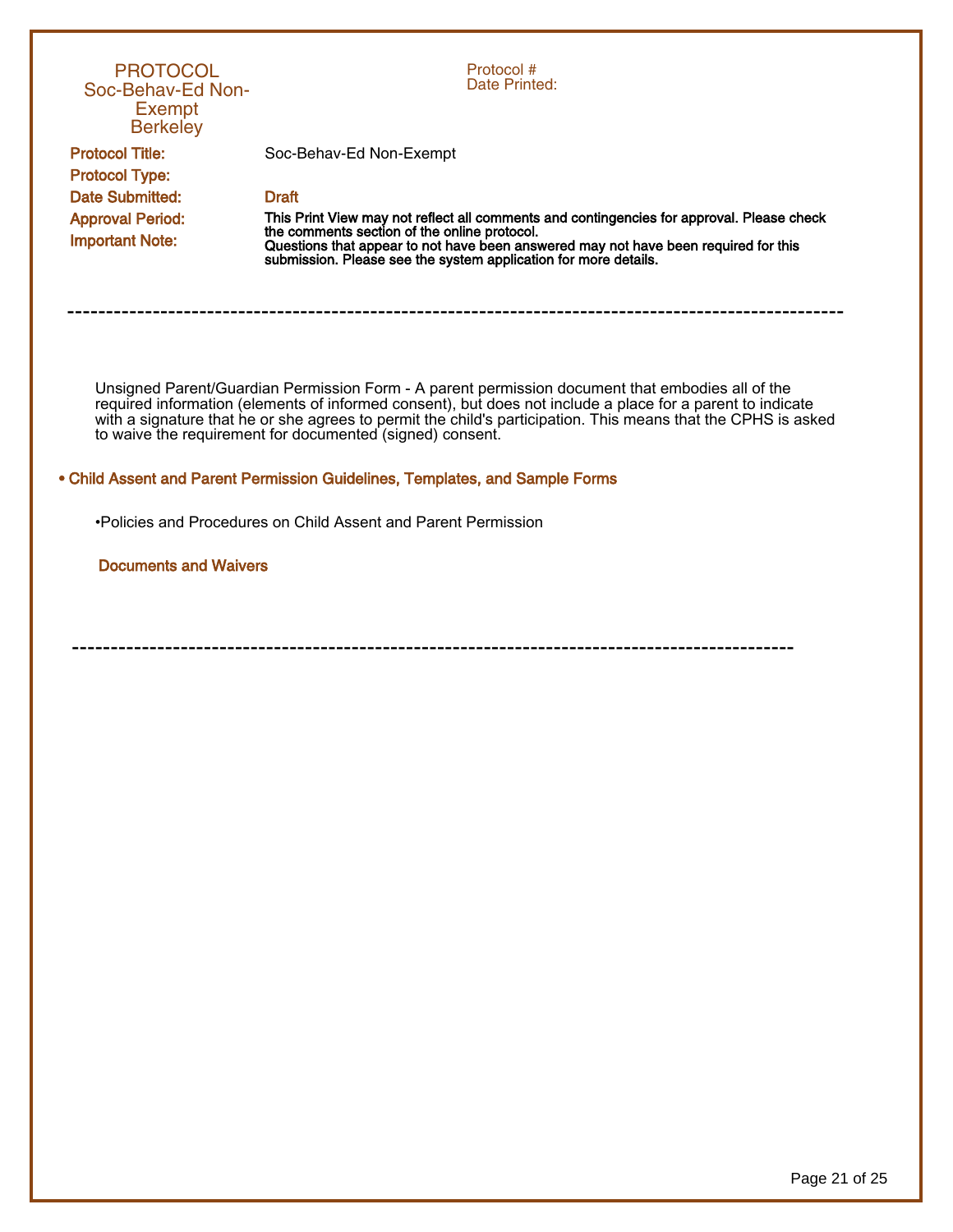PROTOCOL
Soc-Behav-Ed Non-Exempt
Berkeley

Protocol #
Date Printed:

**Protocol Title:** Soc-Behav-Ed Non-Exempt

**Protocol Type:**

**Date Submitted:** Draft

**Approval Period:**

**Important Note:** **This Print View may not reflect all comments and contingencies for approval. Please check the comments section of the online protocol.**
**Questions that appear to not have been answered may not have been required for this submission. Please see the system application for more details.**

---

Unsigned Parent/Guardian Permission Form - A parent permission document that embodies all of the required information (elements of informed consent), but does not include a place for a parent to indicate with a signature that he or she agrees to permit the child's participation. This means that the CPHS is asked to waive the requirement for documented (signed) consent.

**• Child Assent and Parent Permission Guidelines, Templates, and Sample Forms**

•Policies and Procedures on Child Assent and Parent Permission

**Documents and Waivers**

---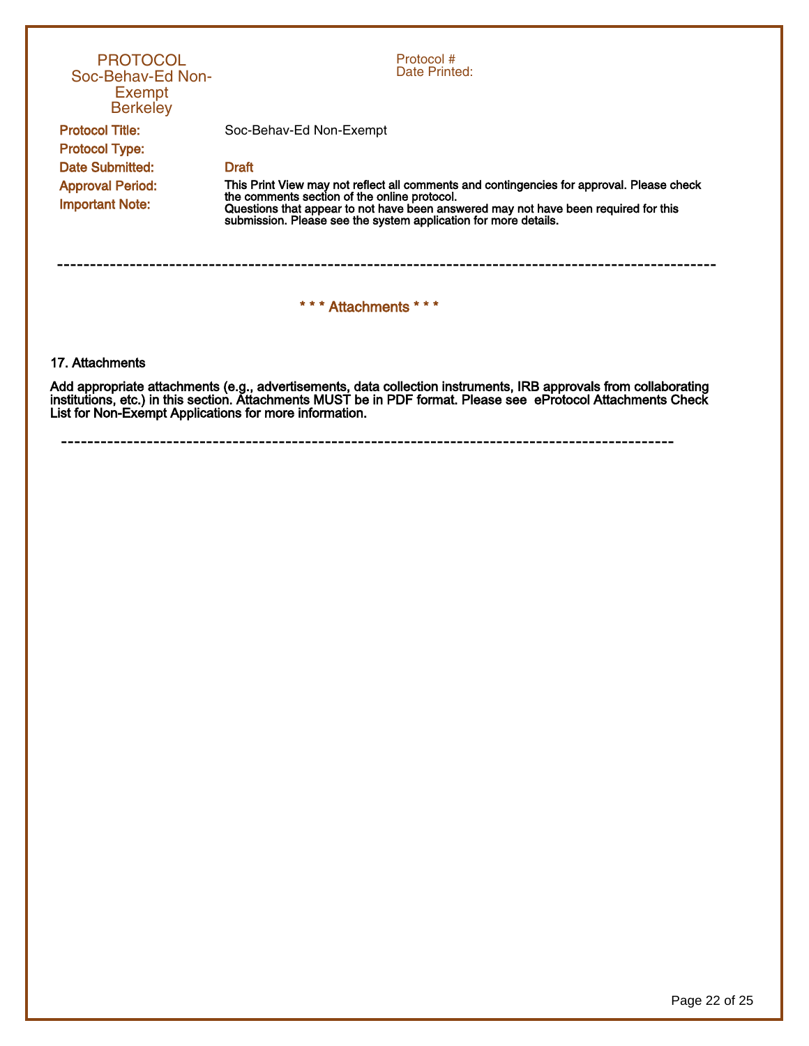PROTOCOL
Soc-Behav-Ed Non-Exempt
Berkeley

Protocol #
Date Printed:

**Protocol Title:** Soc-Behav-Ed Non-Exempt

**Protocol Type:**

**Date Submitted:** Draft

**Approval Period:**

**Important Note:** This Print View may not reflect all comments and contingencies for approval. Please check the comments section of the online protocol.
Questions that appear to not have been answered may not have been required for this submission. Please see the system application for more details.

---

## * * * Attachments * * *

### 17. Attachments

**Add appropriate attachments (e.g., advertisements, data collection instruments, IRB approvals from collaborating institutions, etc.) in this section. Attachments MUST be in PDF format. Please see eProtocol Attachments Check List for Non-Exempt Applications for more information.**

---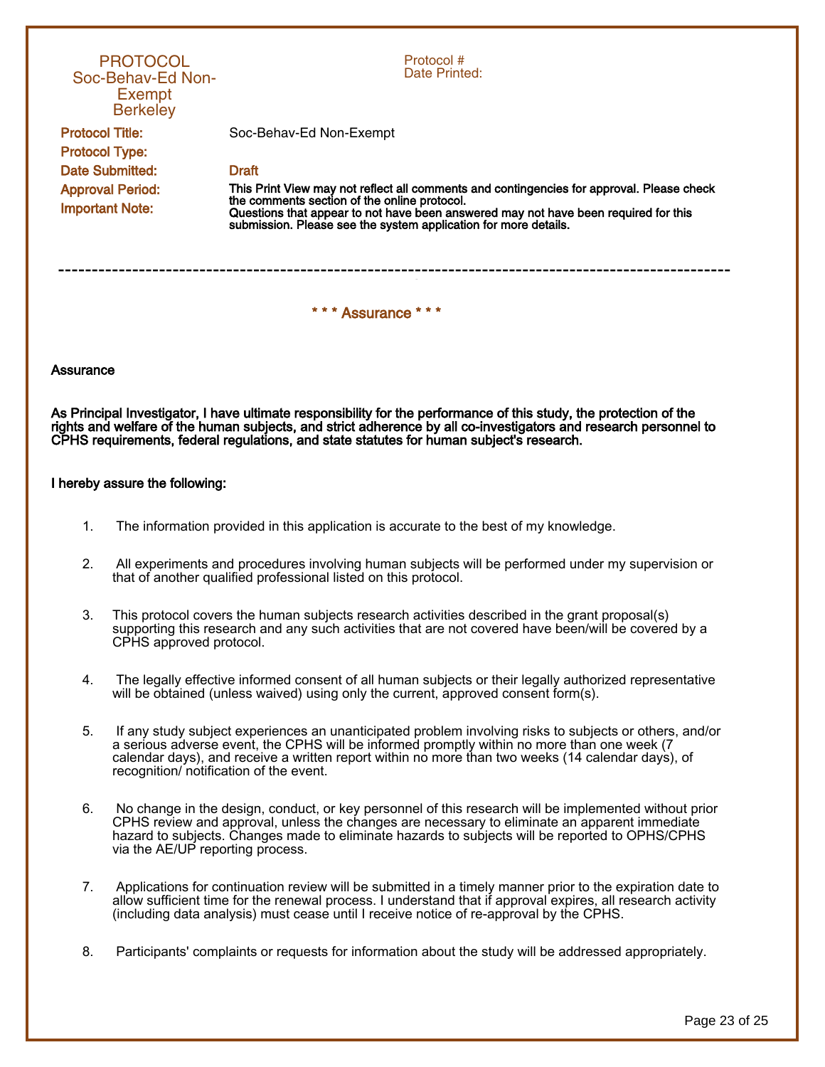PROTOCOL
Soc-Behav-Ed Non-Exempt
Berkeley

Protocol #
Date Printed:

**Protocol Title:** Soc-Behav-Ed Non-Exempt

**Protocol Type:**

**Date Submitted:** Draft

**Approval Period:**

**Important Note:** **This Print View may not reflect all comments and contingencies for approval. Please check the comments section of the online protocol. Questions that appear to not have been answered may not have been required for this submission. Please see the system application for more details.**

---

## \* \* \* Assurance \* \* \*

**Assurance**

**As Principal Investigator, I have ultimate responsibility for the performance of this study, the protection of the rights and welfare of the human subjects, and strict adherence by all co-investigators and research personnel to CPHS requirements, federal regulations, and state statutes for human subject's research.**

**I hereby assure the following:**

1. The information provided in this application is accurate to the best of my knowledge.

2. All experiments and procedures involving human subjects will be performed under my supervision or that of another qualified professional listed on this protocol.

3. This protocol covers the human subjects research activities described in the grant proposal(s) supporting this research and any such activities that are not covered have been/will be covered by a CPHS approved protocol.

4. The legally effective informed consent of all human subjects or their legally authorized representative will be obtained (unless waived) using only the current, approved consent form(s).

5. If any study subject experiences an unanticipated problem involving risks to subjects or others, and/or a serious adverse event, the CPHS will be informed promptly within no more than one week (7 calendar days), and receive a written report within no more than two weeks (14 calendar days), of recognition/ notification of the event.

6. No change in the design, conduct, or key personnel of this research will be implemented without prior CPHS review and approval, unless the changes are necessary to eliminate an apparent immediate hazard to subjects. Changes made to eliminate hazards to subjects will be reported to OPHS/CPHS via the AE/UP reporting process.

7. Applications for continuation review will be submitted in a timely manner prior to the expiration date to allow sufficient time for the renewal process. I understand that if approval expires, all research activity (including data analysis) must cease until I receive notice of re-approval by the CPHS.

8. Participants' complaints or requests for information about the study will be addressed appropriately.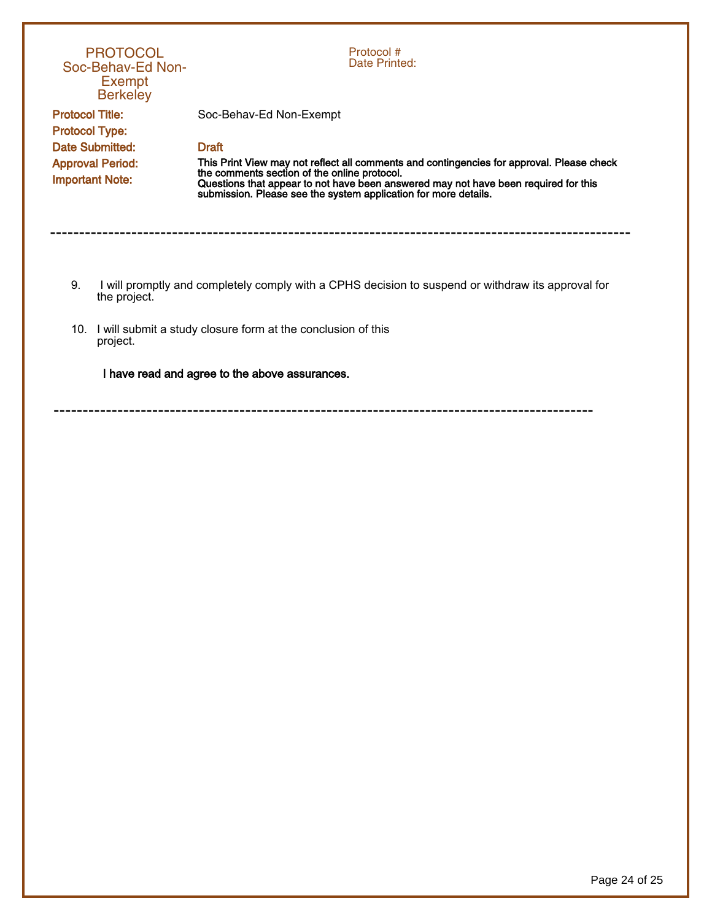9. I will promptly and completely comply with a CPHS decision to suspend or withdraw its approval for the project.

10. I will submit a study closure form at the conclusion of this project.

**I have read and agree to the above assurances.**

---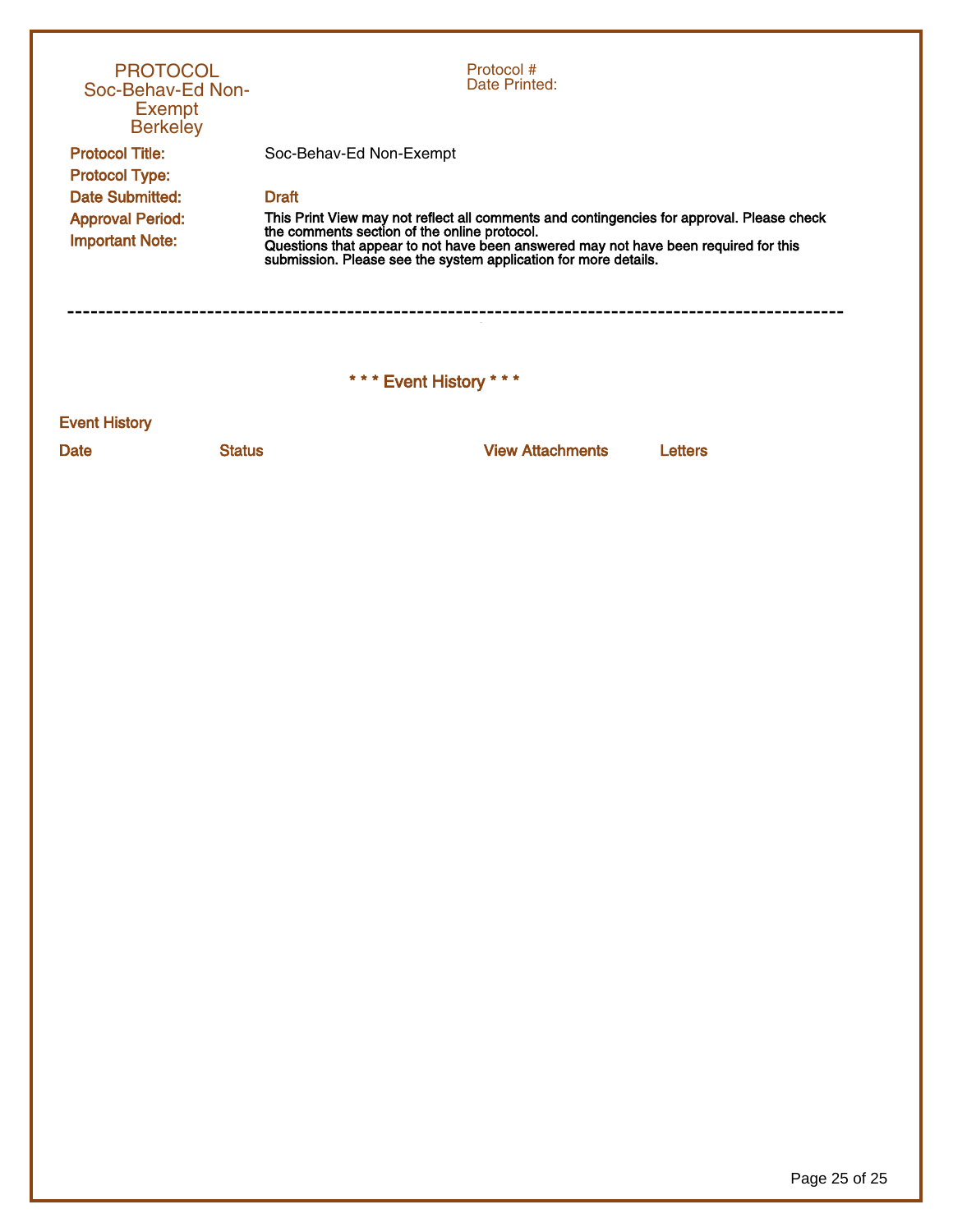PROTOCOL
Soc-Behav-Ed Non-Exempt
Berkeley

Protocol #
Date Printed:

**Protocol Title:** Soc-Behav-Ed Non-Exempt

**Protocol Type:**

**Date Submitted:** Draft

**Approval Period:**

**Important Note:** This Print View may not reflect all comments and contingencies for approval. Please check the comments section of the online protocol.
Questions that appear to not have been answered may not have been required for this submission. Please see the system application for more details.

---

## * * * Event History * * *

**Event History**

| Date | Status | View Attachments | Letters |
| --- | --- | --- | --- |